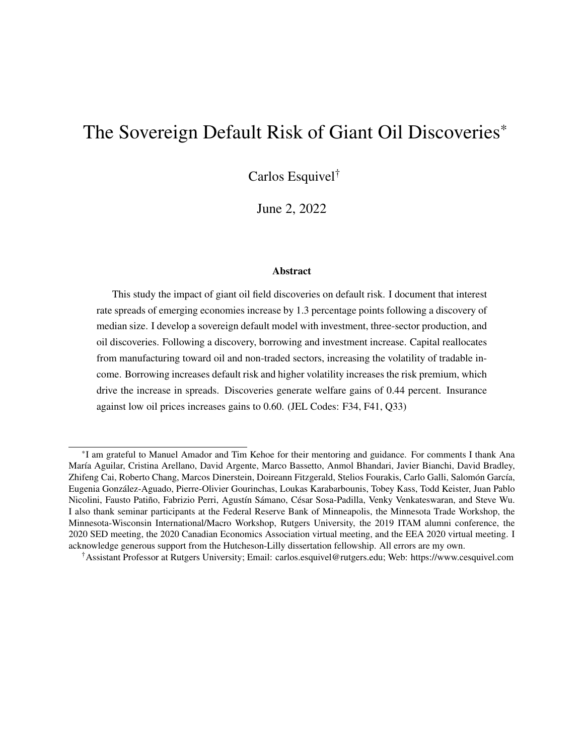# The Sovereign Default Risk of Giant Oil Discoveries*

Carlos Esquivel†

June 2, 2022

### Abstract

This study the impact of giant oil field discoveries on default risk. I document that interest rate spreads of emerging economies increase by 1.3 percentage points following a discovery of median size. I develop a sovereign default model with investment, three-sector production, and oil discoveries. Following a discovery, borrowing and investment increase. Capital reallocates from manufacturing toward oil and non-traded sectors, increasing the volatility of tradable income. Borrowing increases default risk and higher volatility increases the risk premium, which drive the increase in spreads. Discoveries generate welfare gains of 0.44 percent. Insurance against low oil prices increases gains to 0.60. (JEL Codes: F34, F41, Q33)

---

*I am grateful to Manuel Amador and Tim Kehoe for their mentoring and guidance. For comments I thank Ana María Aguilar, Cristina Arellano, David Argente, Marco Bassetto, Anmol Bhandari, Javier Bianchi, David Bradley, Zhifeng Cai, Roberto Chang, Marcos Dinerstein, Doireann Fitzgerald, Stelios Fourakis, Carlo Galli, Salomón García, Eugenia González-Aguado, Pierre-Olivier Gourinchas, Loukas Karabarbounis, Tobey Kass, Todd Keister, Juan Pablo Nicolini, Fausto Patiño, Fabrizio Perri, Agustín Sámano, César Sosa-Padilla, Venky Venkateswaran, and Steve Wu. I also thank seminar participants at the Federal Reserve Bank of Minneapolis, the Minnesota Trade Workshop, the Minnesota-Wisconsin International/Macro Workshop, Rutgers University, the 2019 ITAM alumni conference, the 2020 SED meeting, the 2020 Canadian Economics Association virtual meeting, and the EEA 2020 virtual meeting. I acknowledge generous support from the Hutcheson-Lilly dissertation fellowship. All errors are my own.

†Assistant Professor at Rutgers University; Email: carlos.esquivel@rutgers.edu; Web: https://www.cesquivel.com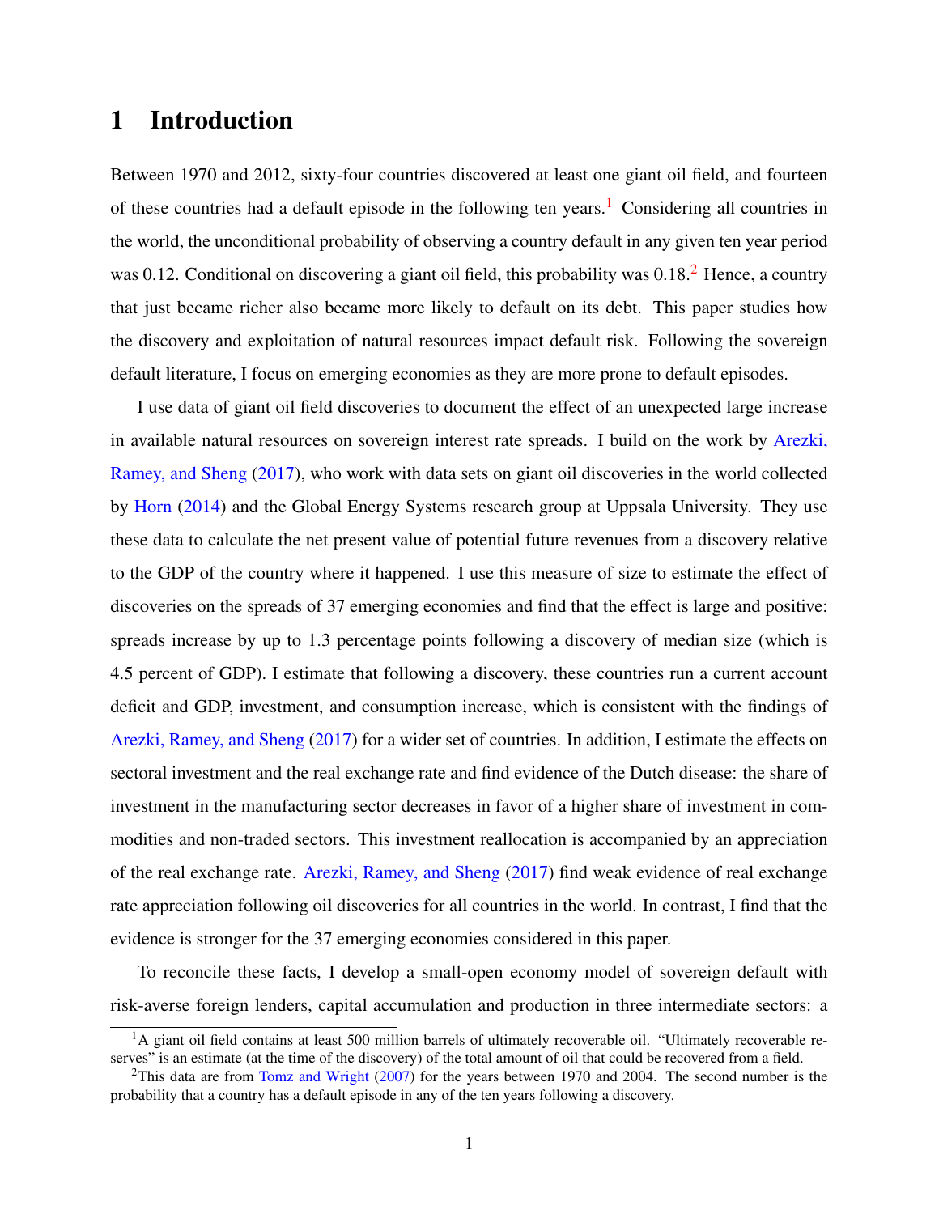# 1 Introduction

Between 1970 and 2012, sixty-four countries discovered at least one giant oil field, and fourteen of these countries had a default episode in the following ten years.[1] Considering all countries in the world, the unconditional probability of observing a country default in any given ten year period was 0.12. Conditional on discovering a giant oil field, this probability was 0.18.[2] Hence, a country that just became richer also became more likely to default on its debt. This paper studies how the discovery and exploitation of natural resources impact default risk. Following the sovereign default literature, I focus on emerging economies as they are more prone to default episodes.

I use data of giant oil field discoveries to document the effect of an unexpected large increase in available natural resources on sovereign interest rate spreads. I build on the work by Arezki, Ramey, and Sheng (2017), who work with data sets on giant oil discoveries in the world collected by Horn (2014) and the Global Energy Systems research group at Uppsala University. They use these data to calculate the net present value of potential future revenues from a discovery relative to the GDP of the country where it happened. I use this measure of size to estimate the effect of discoveries on the spreads of 37 emerging economies and find that the effect is large and positive: spreads increase by up to 1.3 percentage points following a discovery of median size (which is 4.5 percent of GDP). I estimate that following a discovery, these countries run a current account deficit and GDP, investment, and consumption increase, which is consistent with the findings of Arezki, Ramey, and Sheng (2017) for a wider set of countries. In addition, I estimate the effects on sectoral investment and the real exchange rate and find evidence of the Dutch disease: the share of investment in the manufacturing sector decreases in favor of a higher share of investment in commodities and non-traded sectors. This investment reallocation is accompanied by an appreciation of the real exchange rate. Arezki, Ramey, and Sheng (2017) find weak evidence of real exchange rate appreciation following oil discoveries for all countries in the world. In contrast, I find that the evidence is stronger for the 37 emerging economies considered in this paper.

To reconcile these facts, I develop a small-open economy model of sovereign default with risk-averse foreign lenders, capital accumulation and production in three intermediate sectors: a

[1] A giant oil field contains at least 500 million barrels of ultimately recoverable oil. "Ultimately recoverable reserves" is an estimate (at the time of the discovery) of the total amount of oil that could be recovered from a field.

[2] This data are from Tomz and Wright (2007) for the years between 1970 and 2004. The second number is the probability that a country has a default episode in any of the ten years following a discovery.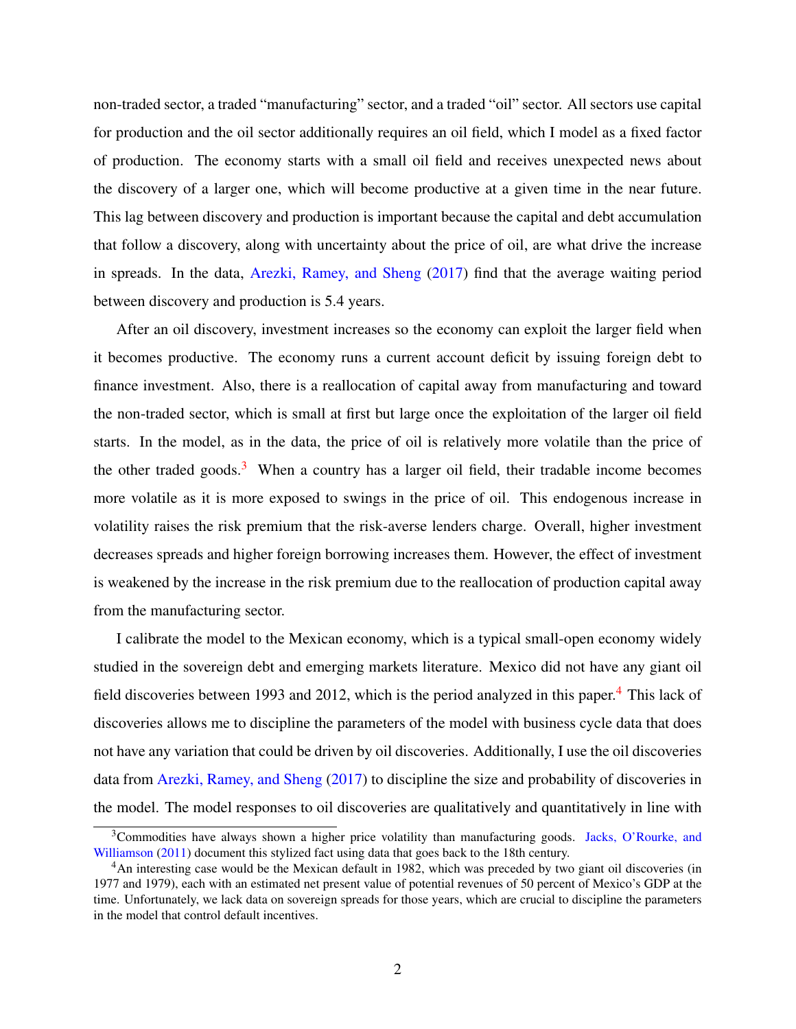non-traded sector, a traded "manufacturing" sector, and a traded "oil" sector. All sectors use capital for production and the oil sector additionally requires an oil field, which I model as a fixed factor of production. The economy starts with a small oil field and receives unexpected news about the discovery of a larger one, which will become productive at a given time in the near future. This lag between discovery and production is important because the capital and debt accumulation that follow a discovery, along with uncertainty about the price of oil, are what drive the increase in spreads. In the data, Arezki, Ramey, and Sheng (2017) find that the average waiting period between discovery and production is 5.4 years.

After an oil discovery, investment increases so the economy can exploit the larger field when it becomes productive. The economy runs a current account deficit by issuing foreign debt to finance investment. Also, there is a reallocation of capital away from manufacturing and toward the non-traded sector, which is small at first but large once the exploitation of the larger oil field starts. In the model, as in the data, the price of oil is relatively more volatile than the price of the other traded goods.[3] When a country has a larger oil field, their tradable income becomes more volatile as it is more exposed to swings in the price of oil. This endogenous increase in volatility raises the risk premium that the risk-averse lenders charge. Overall, higher investment decreases spreads and higher foreign borrowing increases them. However, the effect of investment is weakened by the increase in the risk premium due to the reallocation of production capital away from the manufacturing sector.

I calibrate the model to the Mexican economy, which is a typical small-open economy widely studied in the sovereign debt and emerging markets literature. Mexico did not have any giant oil field discoveries between 1993 and 2012, which is the period analyzed in this paper.[4] This lack of discoveries allows me to discipline the parameters of the model with business cycle data that does not have any variation that could be driven by oil discoveries. Additionally, I use the oil discoveries data from Arezki, Ramey, and Sheng (2017) to discipline the size and probability of discoveries in the model. The model responses to oil discoveries are qualitatively and quantitatively in line with

[3] Commodities have always shown a higher price volatility than manufacturing goods. Jacks, O'Rourke, and Williamson (2011) document this stylized fact using data that goes back to the 18th century.

[4] An interesting case would be the Mexican default in 1982, which was preceded by two giant oil discoveries (in 1977 and 1979), each with an estimated net present value of potential revenues of 50 percent of Mexico's GDP at the time. Unfortunately, we lack data on sovereign spreads for those years, which are crucial to discipline the parameters in the model that control default incentives.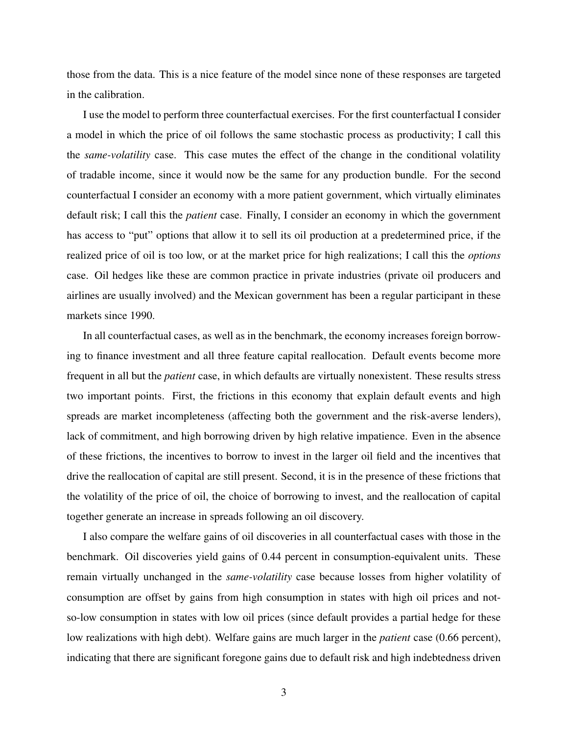those from the data. This is a nice feature of the model since none of these responses are targeted in the calibration.

I use the model to perform three counterfactual exercises. For the first counterfactual I consider a model in which the price of oil follows the same stochastic process as productivity; I call this the *same-volatility* case. This case mutes the effect of the change in the conditional volatility of tradable income, since it would now be the same for any production bundle. For the second counterfactual I consider an economy with a more patient government, which virtually eliminates default risk; I call this the *patient* case. Finally, I consider an economy in which the government has access to "put" options that allow it to sell its oil production at a predetermined price, if the realized price of oil is too low, or at the market price for high realizations; I call this the *options* case. Oil hedges like these are common practice in private industries (private oil producers and airlines are usually involved) and the Mexican government has been a regular participant in these markets since 1990.

In all counterfactual cases, as well as in the benchmark, the economy increases foreign borrowing to finance investment and all three feature capital reallocation. Default events become more frequent in all but the *patient* case, in which defaults are virtually nonexistent. These results stress two important points. First, the frictions in this economy that explain default events and high spreads are market incompleteness (affecting both the government and the risk-averse lenders), lack of commitment, and high borrowing driven by high relative impatience. Even in the absence of these frictions, the incentives to borrow to invest in the larger oil field and the incentives that drive the reallocation of capital are still present. Second, it is in the presence of these frictions that the volatility of the price of oil, the choice of borrowing to invest, and the reallocation of capital together generate an increase in spreads following an oil discovery.

I also compare the welfare gains of oil discoveries in all counterfactual cases with those in the benchmark. Oil discoveries yield gains of 0.44 percent in consumption-equivalent units. These remain virtually unchanged in the *same-volatility* case because losses from higher volatility of consumption are offset by gains from high consumption in states with high oil prices and not-so-low consumption in states with low oil prices (since default provides a partial hedge for these low realizations with high debt). Welfare gains are much larger in the *patient* case (0.66 percent), indicating that there are significant foregone gains due to default risk and high indebtedness driven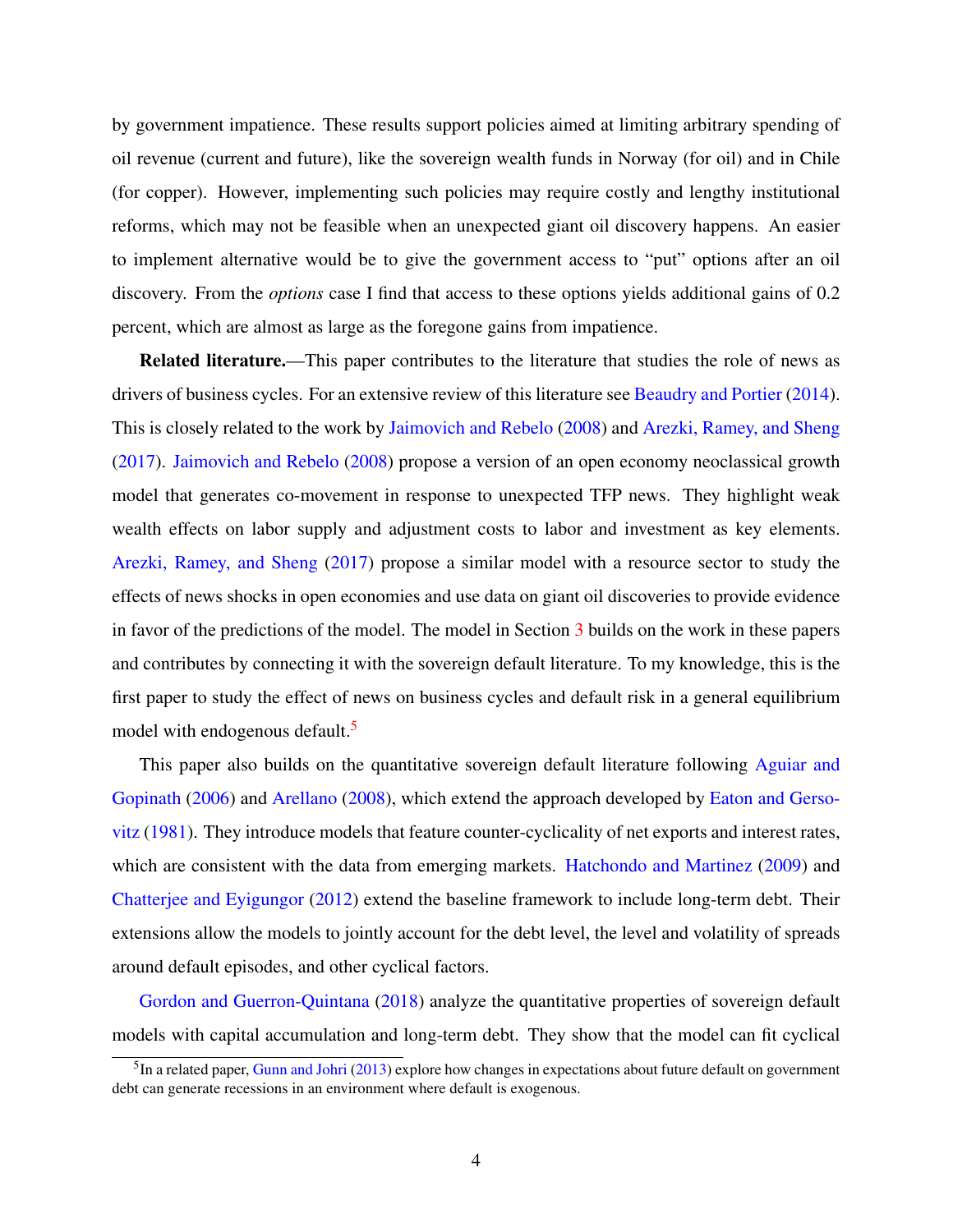by government impatience. These results support policies aimed at limiting arbitrary spending of oil revenue (current and future), like the sovereign wealth funds in Norway (for oil) and in Chile (for copper). However, implementing such policies may require costly and lengthy institutional reforms, which may not be feasible when an unexpected giant oil discovery happens. An easier to implement alternative would be to give the government access to "put" options after an oil discovery. From the *options* case I find that access to these options yields additional gains of 0.2 percent, which are almost as large as the foregone gains from impatience.

**Related literature.**—This paper contributes to the literature that studies the role of news as drivers of business cycles. For an extensive review of this literature see Beaudry and Portier (2014). This is closely related to the work by Jaimovich and Rebelo (2008) and Arezki, Ramey, and Sheng (2017). Jaimovich and Rebelo (2008) propose a version of an open economy neoclassical growth model that generates co-movement in response to unexpected TFP news. They highlight weak wealth effects on labor supply and adjustment costs to labor and investment as key elements. Arezki, Ramey, and Sheng (2017) propose a similar model with a resource sector to study the effects of news shocks in open economies and use data on giant oil discoveries to provide evidence in favor of the predictions of the model. The model in Section 3 builds on the work in these papers and contributes by connecting it with the sovereign default literature. To my knowledge, this is the first paper to study the effect of news on business cycles and default risk in a general equilibrium model with endogenous default.[5]

This paper also builds on the quantitative sovereign default literature following Aguiar and Gopinath (2006) and Arellano (2008), which extend the approach developed by Eaton and Gersovitz (1981). They introduce models that feature counter-cyclicality of net exports and interest rates, which are consistent with the data from emerging markets. Hatchondo and Martinez (2009) and Chatterjee and Eyigungor (2012) extend the baseline framework to include long-term debt. Their extensions allow the models to jointly account for the debt level, the level and volatility of spreads around default episodes, and other cyclical factors.

Gordon and Guerron-Quintana (2018) analyze the quantitative properties of sovereign default models with capital accumulation and long-term debt. They show that the model can fit cyclical

[5] In a related paper, Gunn and Johri (2013) explore how changes in expectations about future default on government debt can generate recessions in an environment where default is exogenous.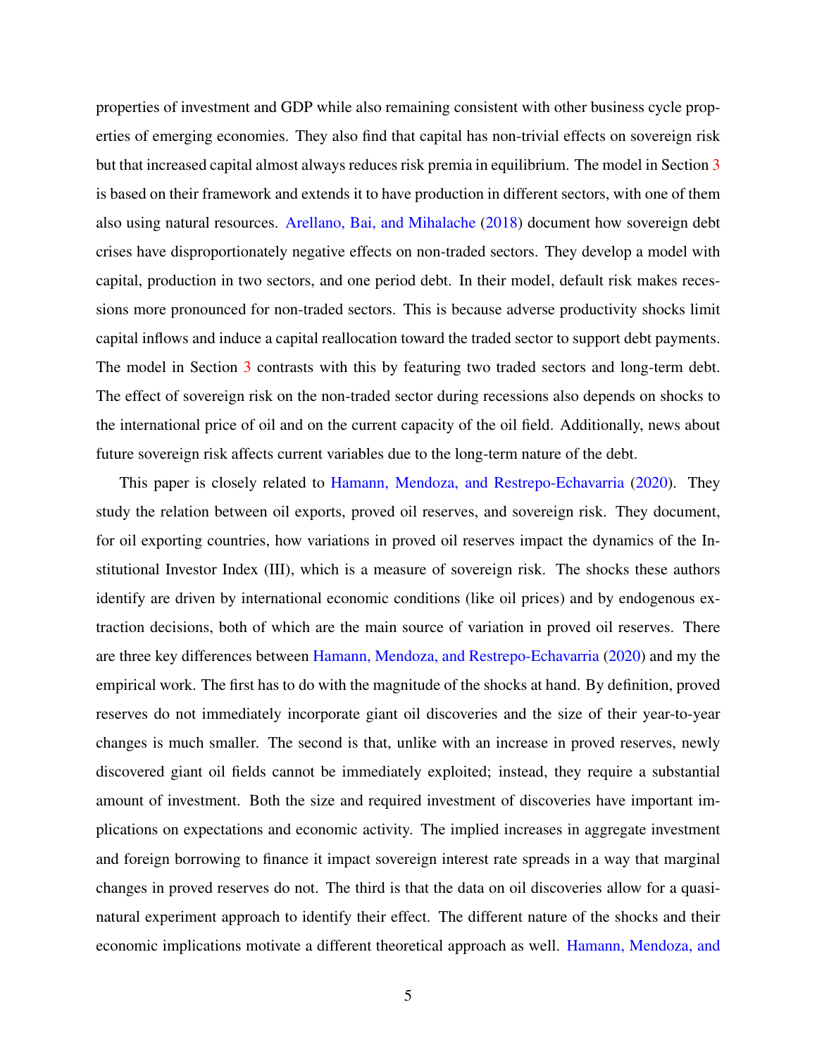properties of investment and GDP while also remaining consistent with other business cycle properties of emerging economies. They also find that capital has non-trivial effects on sovereign risk but that increased capital almost always reduces risk premia in equilibrium. The model in Section 3 is based on their framework and extends it to have production in different sectors, with one of them also using natural resources. Arellano, Bai, and Mihalache (2018) document how sovereign debt crises have disproportionately negative effects on non-traded sectors. They develop a model with capital, production in two sectors, and one period debt. In their model, default risk makes recessions more pronounced for non-traded sectors. This is because adverse productivity shocks limit capital inflows and induce a capital reallocation toward the traded sector to support debt payments. The model in Section 3 contrasts with this by featuring two traded sectors and long-term debt. The effect of sovereign risk on the non-traded sector during recessions also depends on shocks to the international price of oil and on the current capacity of the oil field. Additionally, news about future sovereign risk affects current variables due to the long-term nature of the debt.

This paper is closely related to Hamann, Mendoza, and Restrepo-Echavarria (2020). They study the relation between oil exports, proved oil reserves, and sovereign risk. They document, for oil exporting countries, how variations in proved oil reserves impact the dynamics of the Institutional Investor Index (III), which is a measure of sovereign risk. The shocks these authors identify are driven by international economic conditions (like oil prices) and by endogenous extraction decisions, both of which are the main source of variation in proved oil reserves. There are three key differences between Hamann, Mendoza, and Restrepo-Echavarria (2020) and my the empirical work. The first has to do with the magnitude of the shocks at hand. By definition, proved reserves do not immediately incorporate giant oil discoveries and the size of their year-to-year changes is much smaller. The second is that, unlike with an increase in proved reserves, newly discovered giant oil fields cannot be immediately exploited; instead, they require a substantial amount of investment. Both the size and required investment of discoveries have important implications on expectations and economic activity. The implied increases in aggregate investment and foreign borrowing to finance it impact sovereign interest rate spreads in a way that marginal changes in proved reserves do not. The third is that the data on oil discoveries allow for a quasi-natural experiment approach to identify their effect. The different nature of the shocks and their economic implications motivate a different theoretical approach as well. Hamann, Mendoza, and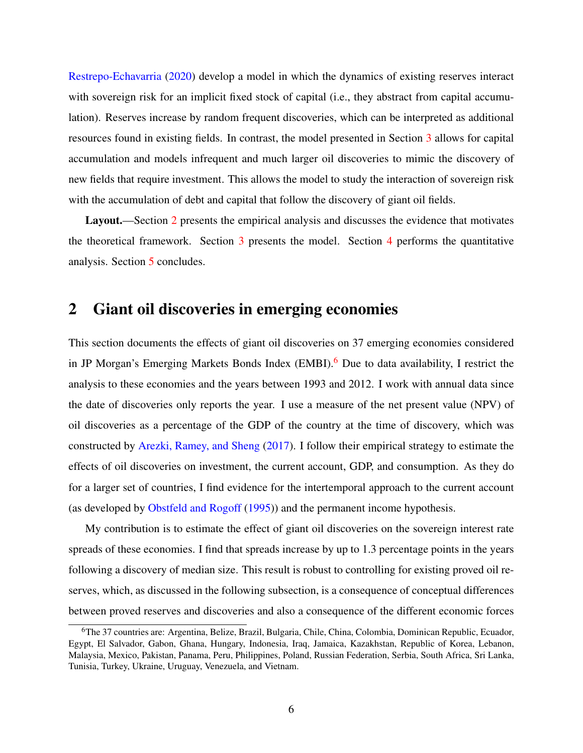Restrepo-Echavarria (2020) develop a model in which the dynamics of existing reserves interact with sovereign risk for an implicit fixed stock of capital (i.e., they abstract from capital accumulation). Reserves increase by random frequent discoveries, which can be interpreted as additional resources found in existing fields. In contrast, the model presented in Section 3 allows for capital accumulation and models infrequent and much larger oil discoveries to mimic the discovery of new fields that require investment. This allows the model to study the interaction of sovereign risk with the accumulation of debt and capital that follow the discovery of giant oil fields.

**Layout.**—Section 2 presents the empirical analysis and discusses the evidence that motivates the theoretical framework. Section 3 presents the model. Section 4 performs the quantitative analysis. Section 5 concludes.

## 2 Giant oil discoveries in emerging economies

This section documents the effects of giant oil discoveries on 37 emerging economies considered in JP Morgan's Emerging Markets Bonds Index (EMBI).[6] Due to data availability, I restrict the analysis to these economies and the years between 1993 and 2012. I work with annual data since the date of discoveries only reports the year. I use a measure of the net present value (NPV) of oil discoveries as a percentage of the GDP of the country at the time of discovery, which was constructed by Arezki, Ramey, and Sheng (2017). I follow their empirical strategy to estimate the effects of oil discoveries on investment, the current account, GDP, and consumption. As they do for a larger set of countries, I find evidence for the intertemporal approach to the current account (as developed by Obstfeld and Rogoff (1995)) and the permanent income hypothesis.

My contribution is to estimate the effect of giant oil discoveries on the sovereign interest rate spreads of these economies. I find that spreads increase by up to 1.3 percentage points in the years following a discovery of median size. This result is robust to controlling for existing proved oil reserves, which, as discussed in the following subsection, is a consequence of conceptual differences between proved reserves and discoveries and also a consequence of the different economic forces

[6] The 37 countries are: Argentina, Belize, Brazil, Bulgaria, Chile, China, Colombia, Dominican Republic, Ecuador, Egypt, El Salvador, Gabon, Ghana, Hungary, Indonesia, Iraq, Jamaica, Kazakhstan, Republic of Korea, Lebanon, Malaysia, Mexico, Pakistan, Panama, Peru, Philippines, Poland, Russian Federation, Serbia, South Africa, Sri Lanka, Tunisia, Turkey, Ukraine, Uruguay, Venezuela, and Vietnam.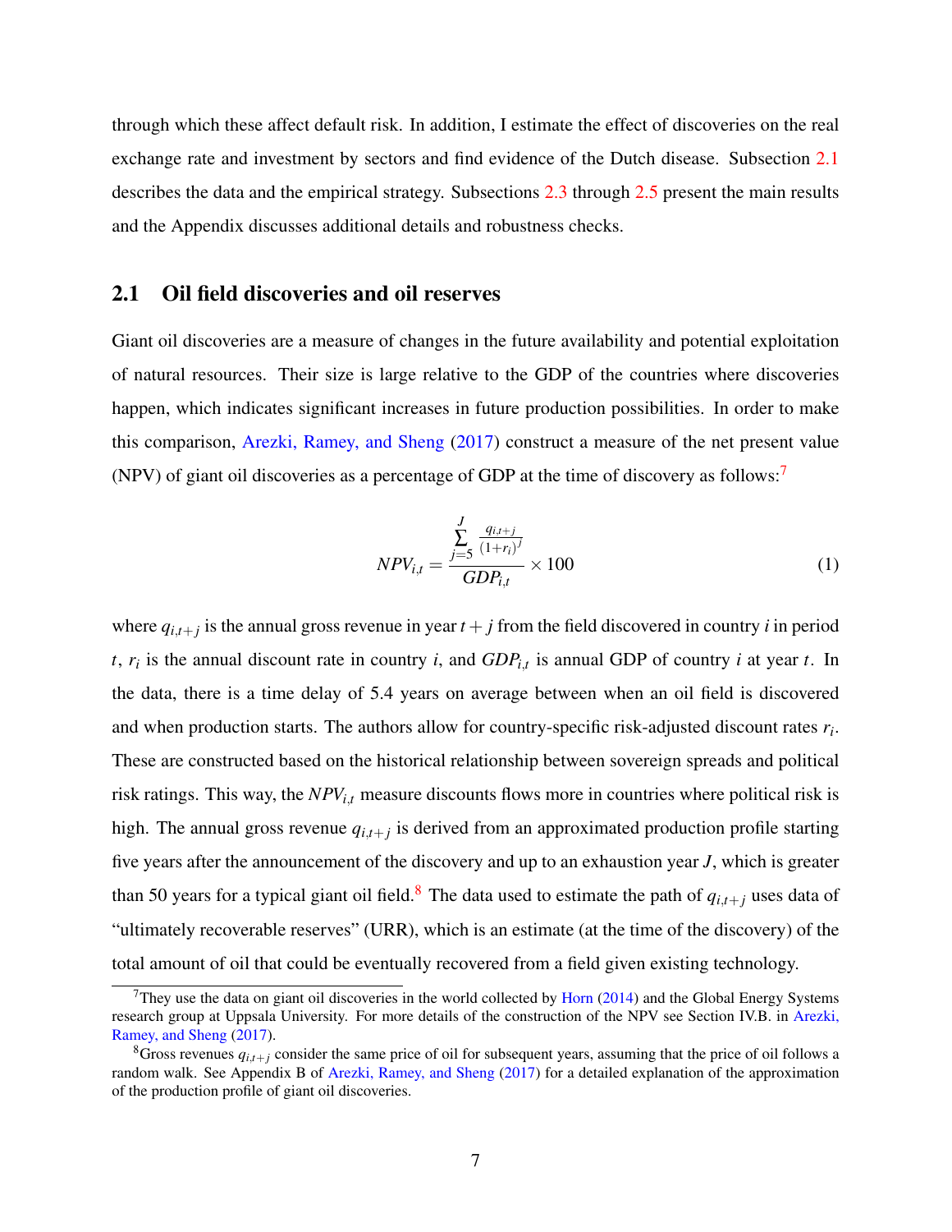through which these affect default risk. In addition, I estimate the effect of discoveries on the real exchange rate and investment by sectors and find evidence of the Dutch disease. Subsection 2.1 describes the data and the empirical strategy. Subsections 2.3 through 2.5 present the main results and the Appendix discusses additional details and robustness checks.

## 2.1 Oil field discoveries and oil reserves

Giant oil discoveries are a measure of changes in the future availability and potential exploitation of natural resources. Their size is large relative to the GDP of the countries where discoveries happen, which indicates significant increases in future production possibilities. In order to make this comparison, Arezki, Ramey, and Sheng (2017) construct a measure of the net present value (NPV) of giant oil discoveries as a percentage of GDP at the time of discovery as follows:[7]

$$NPV_{i,t} = \frac{\sum_{j=5}^{J} \frac{q_{i,t+j}}{(1+r_i)^j}}{GDP_{i,t}} \times 100 \tag{1}$$

where $q_{i,t+j}$ is the annual gross revenue in year $t+j$ from the field discovered in country $i$ in period $t$, $r_i$ is the annual discount rate in country $i$, and $GDP_{i,t}$ is annual GDP of country $i$ at year $t$. In the data, there is a time delay of 5.4 years on average between when an oil field is discovered and when production starts. The authors allow for country-specific risk-adjusted discount rates $r_i$. These are constructed based on the historical relationship between sovereign spreads and political risk ratings. This way, the $NPV_{i,t}$ measure discounts flows more in countries where political risk is high. The annual gross revenue $q_{i,t+j}$ is derived from an approximated production profile starting five years after the announcement of the discovery and up to an exhaustion year $J$, which is greater than 50 years for a typical giant oil field.[8] The data used to estimate the path of $q_{i,t+j}$ uses data of "ultimately recoverable reserves" (URR), which is an estimate (at the time of the discovery) of the total amount of oil that could be eventually recovered from a field given existing technology.

[7] They use the data on giant oil discoveries in the world collected by Horn (2014) and the Global Energy Systems research group at Uppsala University. For more details of the construction of the NPV see Section IV.B. in Arezki, Ramey, and Sheng (2017).

[8] Gross revenues $q_{i,t+j}$ consider the same price of oil for subsequent years, assuming that the price of oil follows a random walk. See Appendix B of Arezki, Ramey, and Sheng (2017) for a detailed explanation of the approximation of the production profile of giant oil discoveries.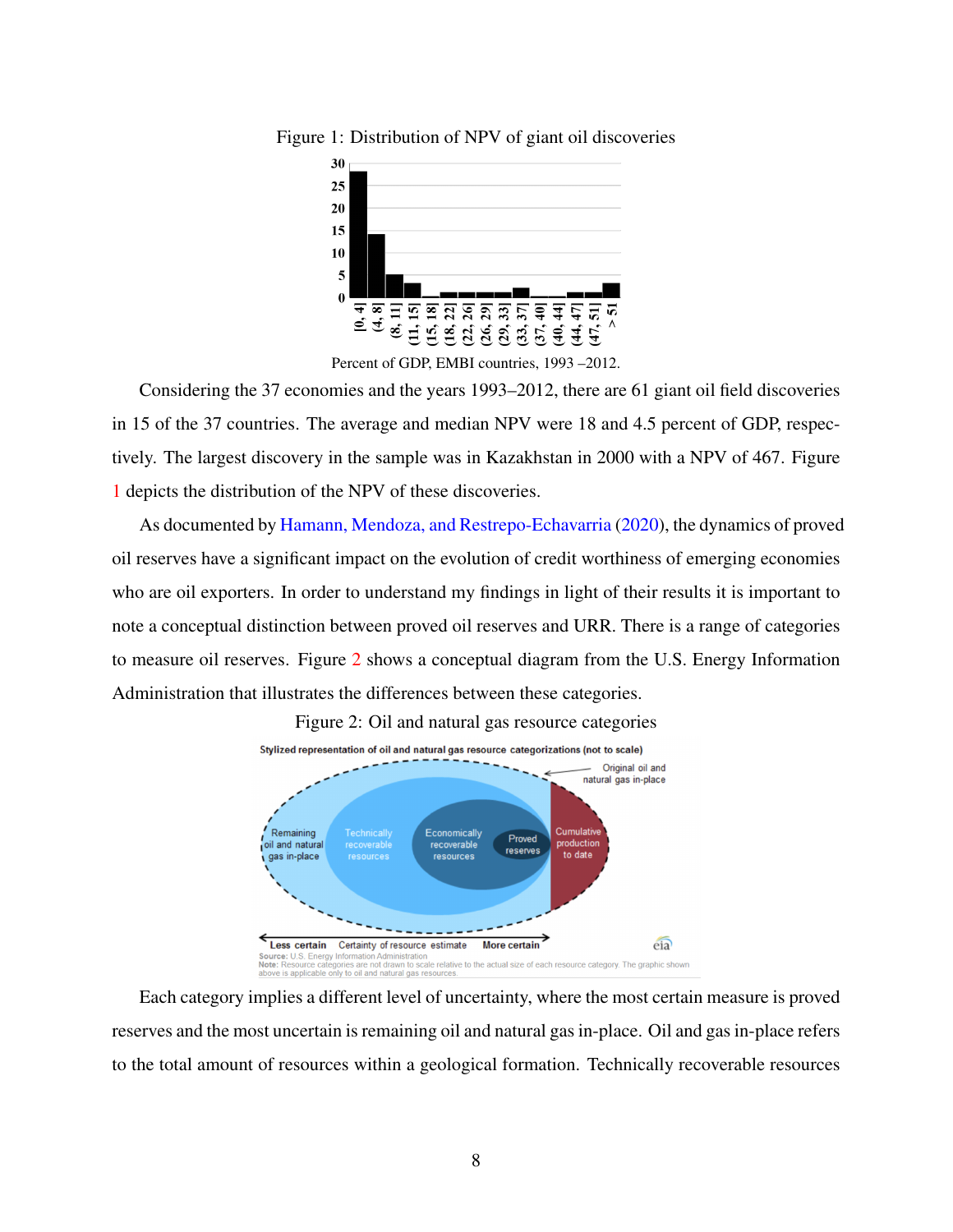Figure 1: Distribution of NPV of giant oil discoveries

30
25
20
15
10
5
0

[0, 4]
(4, 8]
(8, 11]
(11, 15]
(15, 18]
(18, 22]
(22, 26]
(26, 29]
(29, 33]
(33, 37]
(37, 40]
(40, 44]
(44, 47]
(47, 51]
> 51

Percent of GDP, EMBI countries, 1993 –2012.

Considering the 37 economies and the years 1993–2012, there are 61 giant oil field discoveries in 15 of the 37 countries. The average and median NPV were 18 and 4.5 percent of GDP, respectively. The largest discovery in the sample was in Kazakhstan in 2000 with a NPV of 467. Figure 1 depicts the distribution of the NPV of these discoveries.

As documented by Hamann, Mendoza, and Restrepo-Echavarria (2020), the dynamics of proved oil reserves have a significant impact on the evolution of credit worthiness of emerging economies who are oil exporters. In order to understand my findings in light of their results it is important to note a conceptual distinction between proved oil reserves and URR. There is a range of categories to measure oil reserves. Figure 2 shows a conceptual diagram from the U.S. Energy Information Administration that illustrates the differences between these categories.

Figure 2: Oil and natural gas resource categories

Stylized representation of oil and natural gas resource categorizations (not to scale)

Original oil and natural gas in-place

Remaining oil and natural gas in-place

Technically recoverable resources

Economically recoverable resources

Proved reserves

Cumulative production to date

Less certain — Certainty of resource estimate — More certain

eia

Source: U.S. Energy Information Administration
Note: Resource categories are not drawn to scale relative to the actual size of each resource category. The graphic shown above is applicable only to oil and natural gas resources.

Each category implies a different level of uncertainty, where the most certain measure is proved reserves and the most uncertain is remaining oil and natural gas in-place. Oil and gas in-place refers to the total amount of resources within a geological formation. Technically recoverable resources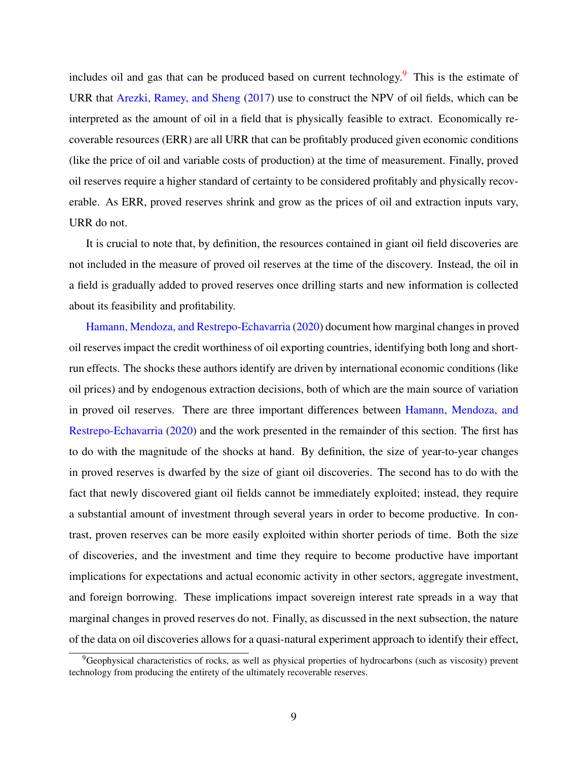includes oil and gas that can be produced based on current technology.[9] This is the estimate of URR that Arezki, Ramey, and Sheng (2017) use to construct the NPV of oil fields, which can be interpreted as the amount of oil in a field that is physically feasible to extract. Economically recoverable resources (ERR) are all URR that can be profitably produced given economic conditions (like the price of oil and variable costs of production) at the time of measurement. Finally, proved oil reserves require a higher standard of certainty to be considered profitably and physically recoverable. As ERR, proved reserves shrink and grow as the prices of oil and extraction inputs vary, URR do not.

It is crucial to note that, by definition, the resources contained in giant oil field discoveries are not included in the measure of proved oil reserves at the time of the discovery. Instead, the oil in a field is gradually added to proved reserves once drilling starts and new information is collected about its feasibility and profitability.

Hamann, Mendoza, and Restrepo-Echavarria (2020) document how marginal changes in proved oil reserves impact the credit worthiness of oil exporting countries, identifying both long and short-run effects. The shocks these authors identify are driven by international economic conditions (like oil prices) and by endogenous extraction decisions, both of which are the main source of variation in proved oil reserves. There are three important differences between Hamann, Mendoza, and Restrepo-Echavarria (2020) and the work presented in the remainder of this section. The first has to do with the magnitude of the shocks at hand. By definition, the size of year-to-year changes in proved reserves is dwarfed by the size of giant oil discoveries. The second has to do with the fact that newly discovered giant oil fields cannot be immediately exploited; instead, they require a substantial amount of investment through several years in order to become productive. In contrast, proven reserves can be more easily exploited within shorter periods of time. Both the size of discoveries, and the investment and time they require to become productive have important implications for expectations and actual economic activity in other sectors, aggregate investment, and foreign borrowing. These implications impact sovereign interest rate spreads in a way that marginal changes in proved reserves do not. Finally, as discussed in the next subsection, the nature of the data on oil discoveries allows for a quasi-natural experiment approach to identify their effect,

[9] Geophysical characteristics of rocks, as well as physical properties of hydrocarbons (such as viscosity) prevent technology from producing the entirety of the ultimately recoverable reserves.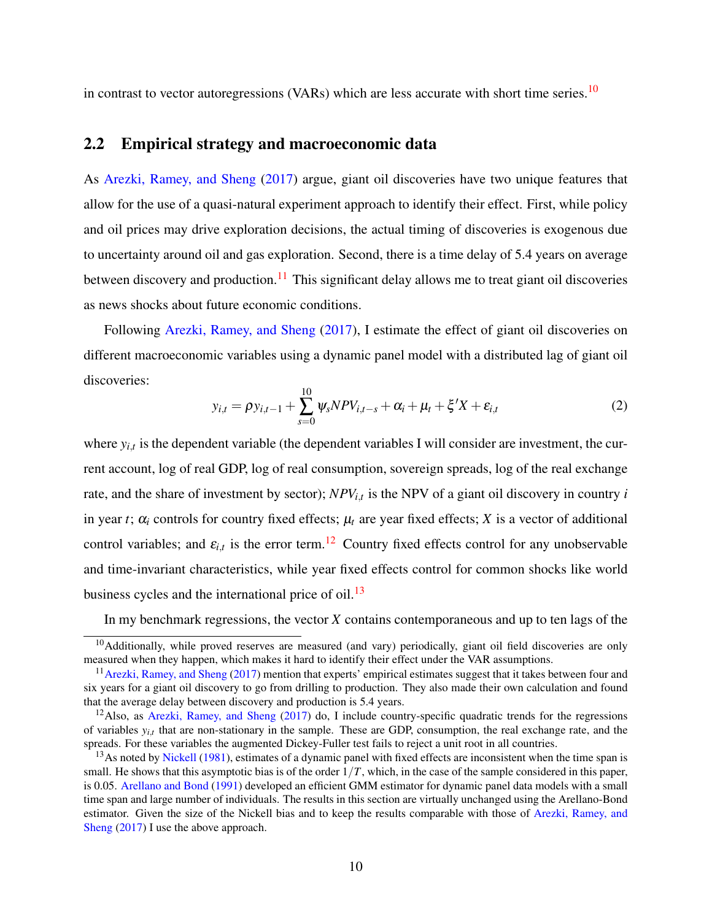in contrast to vector autoregressions (VARs) which are less accurate with short time series.[10]

## 2.2 Empirical strategy and macroeconomic data

As Arezki, Ramey, and Sheng (2017) argue, giant oil discoveries have two unique features that allow for the use of a quasi-natural experiment approach to identify their effect. First, while policy and oil prices may drive exploration decisions, the actual timing of discoveries is exogenous due to uncertainty around oil and gas exploration. Second, there is a time delay of 5.4 years on average between discovery and production.[11] This significant delay allows me to treat giant oil discoveries as news shocks about future economic conditions.

Following Arezki, Ramey, and Sheng (2017), I estimate the effect of giant oil discoveries on different macroeconomic variables using a dynamic panel model with a distributed lag of giant oil discoveries:

$$y_{i,t} = \rho y_{i,t-1} + \sum_{s=0}^{10} \psi_s NPV_{i,t-s} + \alpha_i + \mu_t + \xi' X + \varepsilon_{i,t} \tag{2}$$

where $y_{i,t}$ is the dependent variable (the dependent variables I will consider are investment, the current account, log of real GDP, log of real consumption, sovereign spreads, log of the real exchange rate, and the share of investment by sector); $NPV_{i,t}$ is the NPV of a giant oil discovery in country $i$ in year $t$; $\alpha_i$ controls for country fixed effects; $\mu_t$ are year fixed effects; $X$ is a vector of additional control variables; and $\varepsilon_{i,t}$ is the error term.[12] Country fixed effects control for any unobservable and time-invariant characteristics, while year fixed effects control for common shocks like world business cycles and the international price of oil.[13]

In my benchmark regressions, the vector $X$ contains contemporaneous and up to ten lags of the

---

[10] Additionally, while proved reserves are measured (and vary) periodically, giant oil field discoveries are only measured when they happen, which makes it hard to identify their effect under the VAR assumptions.

[11] Arezki, Ramey, and Sheng (2017) mention that experts' empirical estimates suggest that it takes between four and six years for a giant oil discovery to go from drilling to production. They also made their own calculation and found that the average delay between discovery and production is 5.4 years.

[12] Also, as Arezki, Ramey, and Sheng (2017) do, I include country-specific quadratic trends for the regressions of variables $y_{i,t}$ that are non-stationary in the sample. These are GDP, consumption, the real exchange rate, and the spreads. For these variables the augmented Dickey-Fuller test fails to reject a unit root in all countries.

[13] As noted by Nickell (1981), estimates of a dynamic panel with fixed effects are inconsistent when the time span is small. He shows that this asymptotic bias is of the order $1/T$, which, in the case of the sample considered in this paper, is 0.05. Arellano and Bond (1991) developed an efficient GMM estimator for dynamic panel data models with a small time span and large number of individuals. The results in this section are virtually unchanged using the Arellano-Bond estimator. Given the size of the Nickell bias and to keep the results comparable with those of Arezki, Ramey, and Sheng (2017) I use the above approach.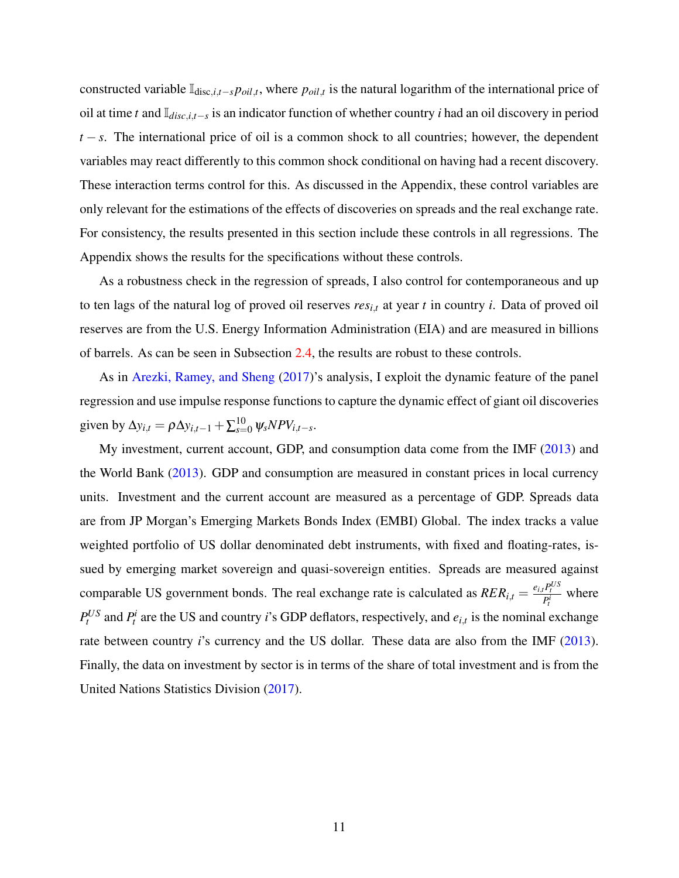constructed variable $\mathbb{I}_{\text{disc},i,t-s} p_{oil,t}$, where $p_{oil,t}$ is the natural logarithm of the international price of oil at time $t$ and $\mathbb{I}_{disc,i,t-s}$ is an indicator function of whether country $i$ had an oil discovery in period $t-s$. The international price of oil is a common shock to all countries; however, the dependent variables may react differently to this common shock conditional on having had a recent discovery. These interaction terms control for this. As discussed in the Appendix, these control variables are only relevant for the estimations of the effects of discoveries on spreads and the real exchange rate. For consistency, the results presented in this section include these controls in all regressions. The Appendix shows the results for the specifications without these controls.

As a robustness check in the regression of spreads, I also control for contemporaneous and up to ten lags of the natural log of proved oil reserves $res_{i,t}$ at year $t$ in country $i$. Data of proved oil reserves are from the U.S. Energy Information Administration (EIA) and are measured in billions of barrels. As can be seen in Subsection 2.4, the results are robust to these controls.

As in Arezki, Ramey, and Sheng (2017)'s analysis, I exploit the dynamic feature of the panel regression and use impulse response functions to capture the dynamic effect of giant oil discoveries given by $\Delta y_{i,t} = \rho \Delta y_{i,t-1} + \sum_{s=0}^{10} \psi_s NPV_{i,t-s}$.

My investment, current account, GDP, and consumption data come from the IMF (2013) and the World Bank (2013). GDP and consumption are measured in constant prices in local currency units. Investment and the current account are measured as a percentage of GDP. Spreads data are from JP Morgan's Emerging Markets Bonds Index (EMBI) Global. The index tracks a value weighted portfolio of US dollar denominated debt instruments, with fixed and floating-rates, issued by emerging market sovereign and quasi-sovereign entities. Spreads are measured against comparable US government bonds. The real exchange rate is calculated as $RER_{i,t} = \frac{e_{i,t} P_t^{US}}{P_t^i}$ where $P_t^{US}$ and $P_t^i$ are the US and country $i$'s GDP deflators, respectively, and $e_{i,t}$ is the nominal exchange rate between country $i$'s currency and the US dollar. These data are also from the IMF (2013). Finally, the data on investment by sector is in terms of the share of total investment and is from the United Nations Statistics Division (2017).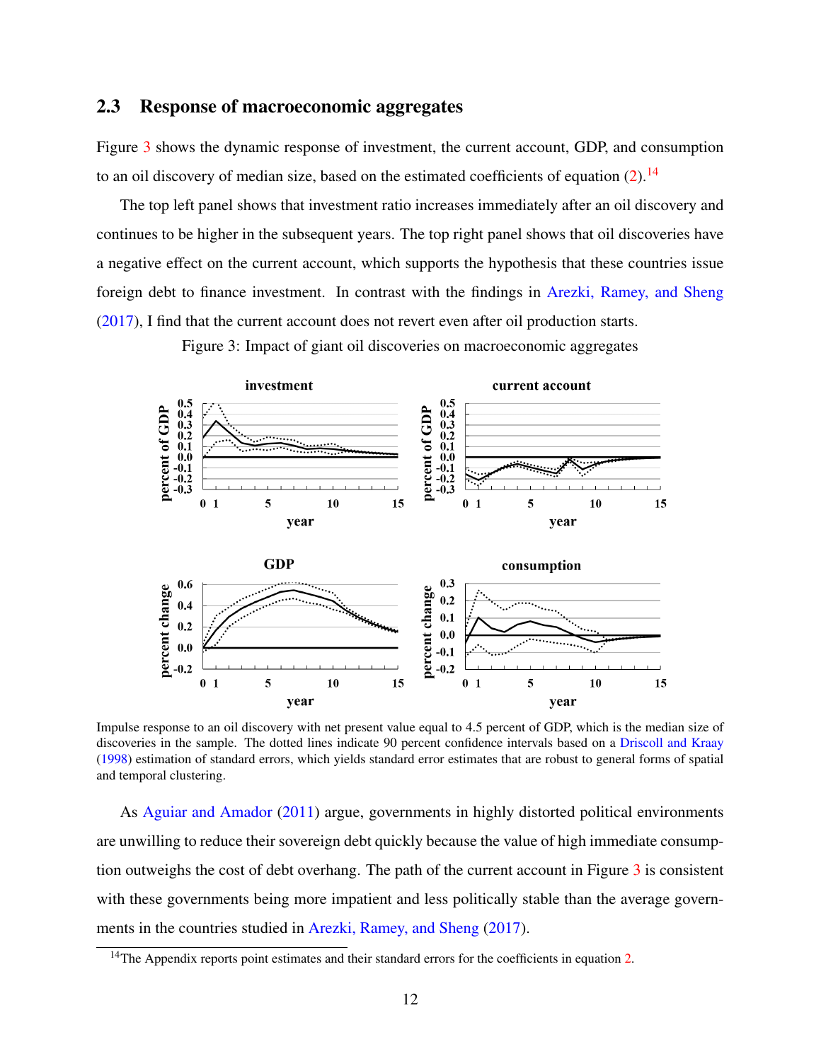## 2.3 Response of macroeconomic aggregates

Figure 3 shows the dynamic response of investment, the current account, GDP, and consumption to an oil discovery of median size, based on the estimated coefficients of equation (2).[14]

The top left panel shows that investment ratio increases immediately after an oil discovery and continues to be higher in the subsequent years. The top right panel shows that oil discoveries have a negative effect on the current account, which supports the hypothesis that these countries issue foreign debt to finance investment. In contrast with the findings in Arezki, Ramey, and Sheng (2017), I find that the current account does not revert even after oil production starts.

Figure 3: Impact of giant oil discoveries on macroeconomic aggregates

investment
percent of GDP
0.5 0.4 0.3 0.2 0.1 0.0 -0.1 -0.2 -0.3
0 1 5 10 15
year

current account
percent of GDP
0.5 0.4 0.3 0.2 0.1 0.0 -0.1 -0.2 -0.3
0 1 5 10 15
year

GDP
percent change
0.6 0.4 0.2 0.0 -0.2
0 1 5 10 15
year

consumption
percent change
0.3 0.2 0.1 0.0 -0.1 -0.2
0 1 5 10 15
year

Impulse response to an oil discovery with net present value equal to 4.5 percent of GDP, which is the median size of discoveries in the sample. The dotted lines indicate 90 percent confidence intervals based on a Driscoll and Kraay (1998) estimation of standard errors, which yields standard error estimates that are robust to general forms of spatial and temporal clustering.

As Aguiar and Amador (2011) argue, governments in highly distorted political environments are unwilling to reduce their sovereign debt quickly because the value of high immediate consumption outweighs the cost of debt overhang. The path of the current account in Figure 3 is consistent with these governments being more impatient and less politically stable than the average governments in the countries studied in Arezki, Ramey, and Sheng (2017).

[14] The Appendix reports point estimates and their standard errors for the coefficients in equation 2.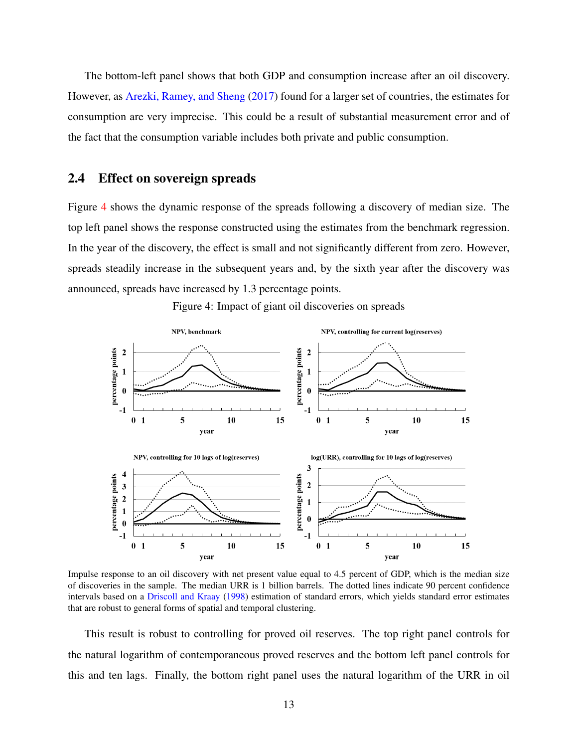The bottom-left panel shows that both GDP and consumption increase after an oil discovery. However, as Arezki, Ramey, and Sheng (2017) found for a larger set of countries, the estimates for consumption are very imprecise. This could be a result of substantial measurement error and of the fact that the consumption variable includes both private and public consumption.

## 2.4 Effect on sovereign spreads

Figure 4 shows the dynamic response of the spreads following a discovery of median size. The top left panel shows the response constructed using the estimates from the benchmark regression. In the year of the discovery, the effect is small and not significantly different from zero. However, spreads steadily increase in the subsequent years and, by the sixth year after the discovery was announced, spreads have increased by 1.3 percentage points.

Figure 4: Impact of giant oil discoveries on spreads

NPV, benchmark

NPV, controlling for current log(reserves)

NPV, controlling for 10 lags of log(reserves)

log(URR), controlling for 10 lags of log(reserves)

percentage points

year

Impulse response to an oil discovery with net present value equal to 4.5 percent of GDP, which is the median size of discoveries in the sample. The median URR is 1 billion barrels. The dotted lines indicate 90 percent confidence intervals based on a Driscoll and Kraay (1998) estimation of standard errors, which yields standard error estimates that are robust to general forms of spatial and temporal clustering.

This result is robust to controlling for proved oil reserves. The top right panel controls for the natural logarithm of contemporaneous proved reserves and the bottom left panel controls for this and ten lags. Finally, the bottom right panel uses the natural logarithm of the URR in oil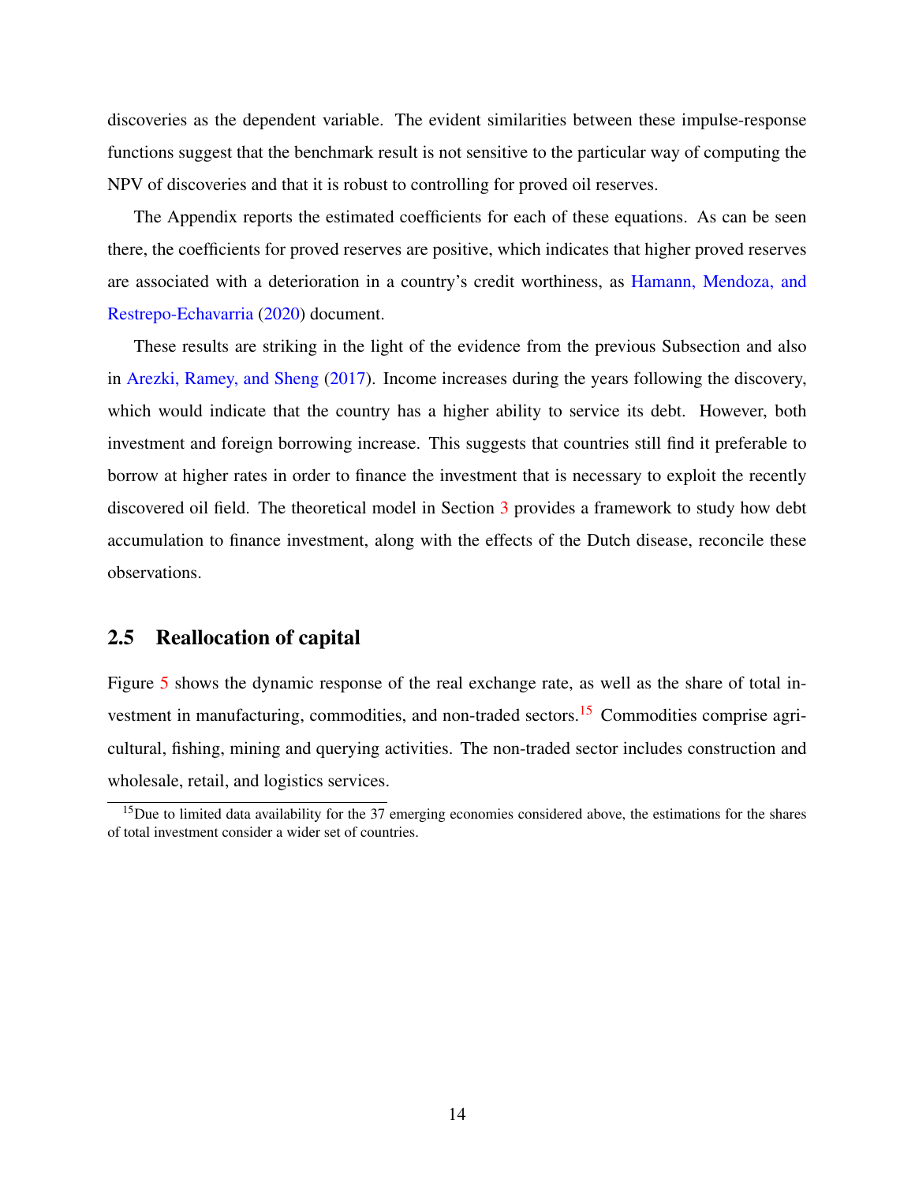discoveries as the dependent variable. The evident similarities between these impulse-response functions suggest that the benchmark result is not sensitive to the particular way of computing the NPV of discoveries and that it is robust to controlling for proved oil reserves.

The Appendix reports the estimated coefficients for each of these equations. As can be seen there, the coefficients for proved reserves are positive, which indicates that higher proved reserves are associated with a deterioration in a country's credit worthiness, as Hamann, Mendoza, and Restrepo-Echavarria (2020) document.

These results are striking in the light of the evidence from the previous Subsection and also in Arezki, Ramey, and Sheng (2017). Income increases during the years following the discovery, which would indicate that the country has a higher ability to service its debt. However, both investment and foreign borrowing increase. This suggests that countries still find it preferable to borrow at higher rates in order to finance the investment that is necessary to exploit the recently discovered oil field. The theoretical model in Section 3 provides a framework to study how debt accumulation to finance investment, along with the effects of the Dutch disease, reconcile these observations.

## 2.5 Reallocation of capital

Figure 5 shows the dynamic response of the real exchange rate, as well as the share of total investment in manufacturing, commodities, and non-traded sectors.[15] Commodities comprise agricultural, fishing, mining and querying activities. The non-traded sector includes construction and wholesale, retail, and logistics services.

[15] Due to limited data availability for the 37 emerging economies considered above, the estimations for the shares of total investment consider a wider set of countries.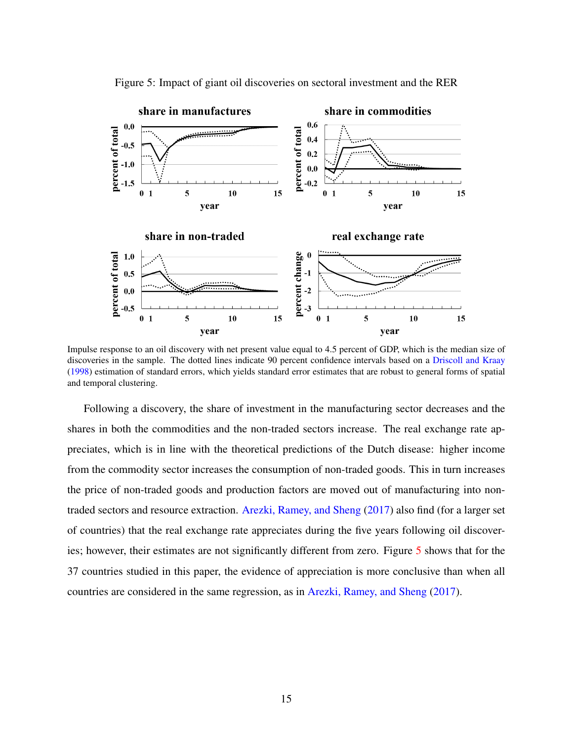Figure 5: Impact of giant oil discoveries on sectoral investment and the RER

share in manufactures

percent of total

0.0
-0.5
-1.0
-1.5

0 1 5 10 15

year

share in commodities

percent of total

0.6
0.4
0.2
0.0
-0.2

0 1 5 10 15

year

share in non-traded

percent of total

1.0
0.5
0.0
-0.5

0 1 5 10 15

year

real exchange rate

percent change

0
-1
-2
-3

0 1 5 10 15

year

Impulse response to an oil discovery with net present value equal to 4.5 percent of GDP, which is the median size of discoveries in the sample. The dotted lines indicate 90 percent confidence intervals based on a Driscoll and Kraay (1998) estimation of standard errors, which yields standard error estimates that are robust to general forms of spatial and temporal clustering.

Following a discovery, the share of investment in the manufacturing sector decreases and the shares in both the commodities and the non-traded sectors increase. The real exchange rate appreciates, which is in line with the theoretical predictions of the Dutch disease: higher income from the commodity sector increases the consumption of non-traded goods. This in turn increases the price of non-traded goods and production factors are moved out of manufacturing into non-traded sectors and resource extraction. Arezki, Ramey, and Sheng (2017) also find (for a larger set of countries) that the real exchange rate appreciates during the five years following oil discoveries; however, their estimates are not significantly different from zero. Figure 5 shows that for the 37 countries studied in this paper, the evidence of appreciation is more conclusive than when all countries are considered in the same regression, as in Arezki, Ramey, and Sheng (2017).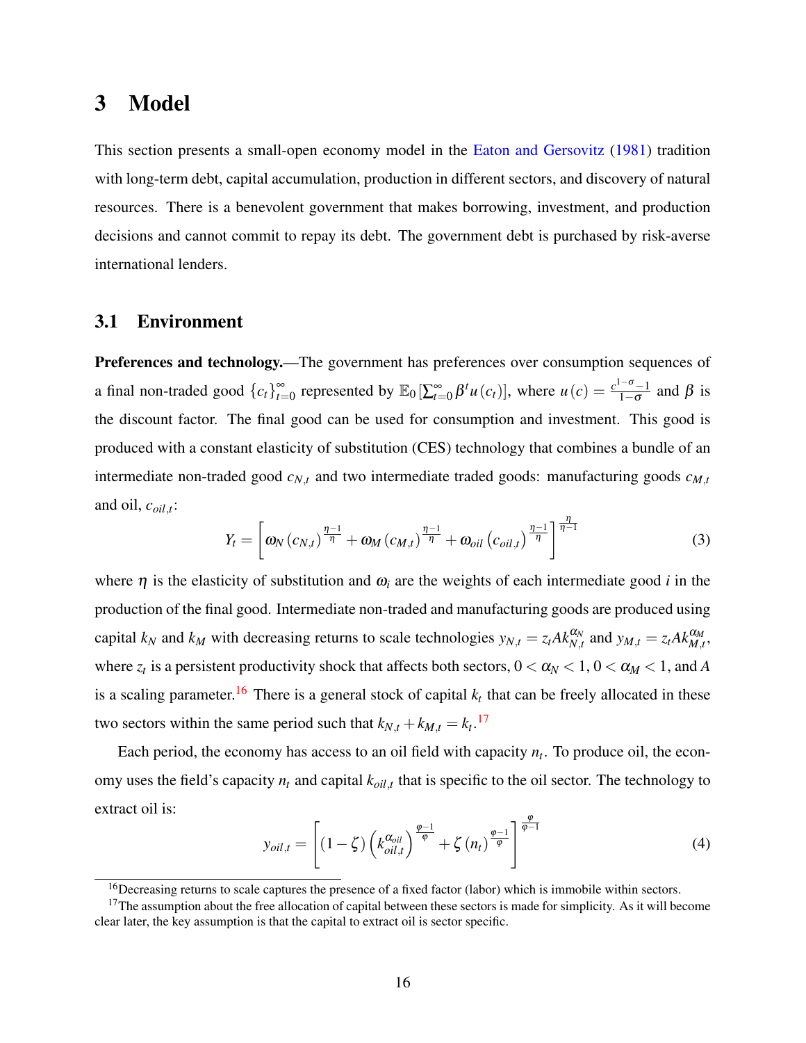# 3 Model

This section presents a small-open economy model in the Eaton and Gersovitz (1981) tradition with long-term debt, capital accumulation, production in different sectors, and discovery of natural resources. There is a benevolent government that makes borrowing, investment, and production decisions and cannot commit to repay its debt. The government debt is purchased by risk-averse international lenders.

## 3.1 Environment

**Preferences and technology.**—The government has preferences over consumption sequences of a final non-traded good $\{c_t\}_{t=0}^{\infty}$ represented by $\mathbb{E}_0\left[\sum_{t=0}^{\infty}\beta^t u(c_t)\right]$, where $u(c) = \frac{c^{1-\sigma}-1}{1-\sigma}$ and $\beta$ is the discount factor. The final good can be used for consumption and investment. This good is produced with a constant elasticity of substitution (CES) technology that combines a bundle of an intermediate non-traded good $c_{N,t}$ and two intermediate traded goods: manufacturing goods $c_{M,t}$ and oil, $c_{oil,t}$:

$$Y_t = \left[\omega_N (c_{N,t})^{\frac{\eta-1}{\eta}} + \omega_M (c_{M,t})^{\frac{\eta-1}{\eta}} + \omega_{oil} \left(c_{oil,t}\right)^{\frac{\eta-1}{\eta}}\right]^{\frac{\eta}{\eta-1}} \tag{3}$$

where $\eta$ is the elasticity of substitution and $\omega_i$ are the weights of each intermediate good $i$ in the production of the final good. Intermediate non-traded and manufacturing goods are produced using capital $k_N$ and $k_M$ with decreasing returns to scale technologies $y_{N,t} = z_t A k_{N,t}^{\alpha_N}$ and $y_{M,t} = z_t A k_{M,t}^{\alpha_M}$, where $z_t$ is a persistent productivity shock that affects both sectors, $0 < \alpha_N < 1$, $0 < \alpha_M < 1$, and $A$ is a scaling parameter.[16] There is a general stock of capital $k_t$ that can be freely allocated in these two sectors within the same period such that $k_{N,t} + k_{M,t} = k_t$.[17]

Each period, the economy has access to an oil field with capacity $n_t$. To produce oil, the economy uses the field's capacity $n_t$ and capital $k_{oil,t}$ that is specific to the oil sector. The technology to extract oil is:

$$y_{oil,t} = \left[(1-\zeta)\left(k_{oil,t}^{\alpha_{oil}}\right)^{\frac{\varphi-1}{\varphi}} + \zeta (n_t)^{\frac{\varphi-1}{\varphi}}\right]^{\frac{\varphi}{\varphi-1}} \tag{4}$$

[16] Decreasing returns to scale captures the presence of a fixed factor (labor) which is immobile within sectors.

[17] The assumption about the free allocation of capital between these sectors is made for simplicity. As it will become clear later, the key assumption is that the capital to extract oil is sector specific.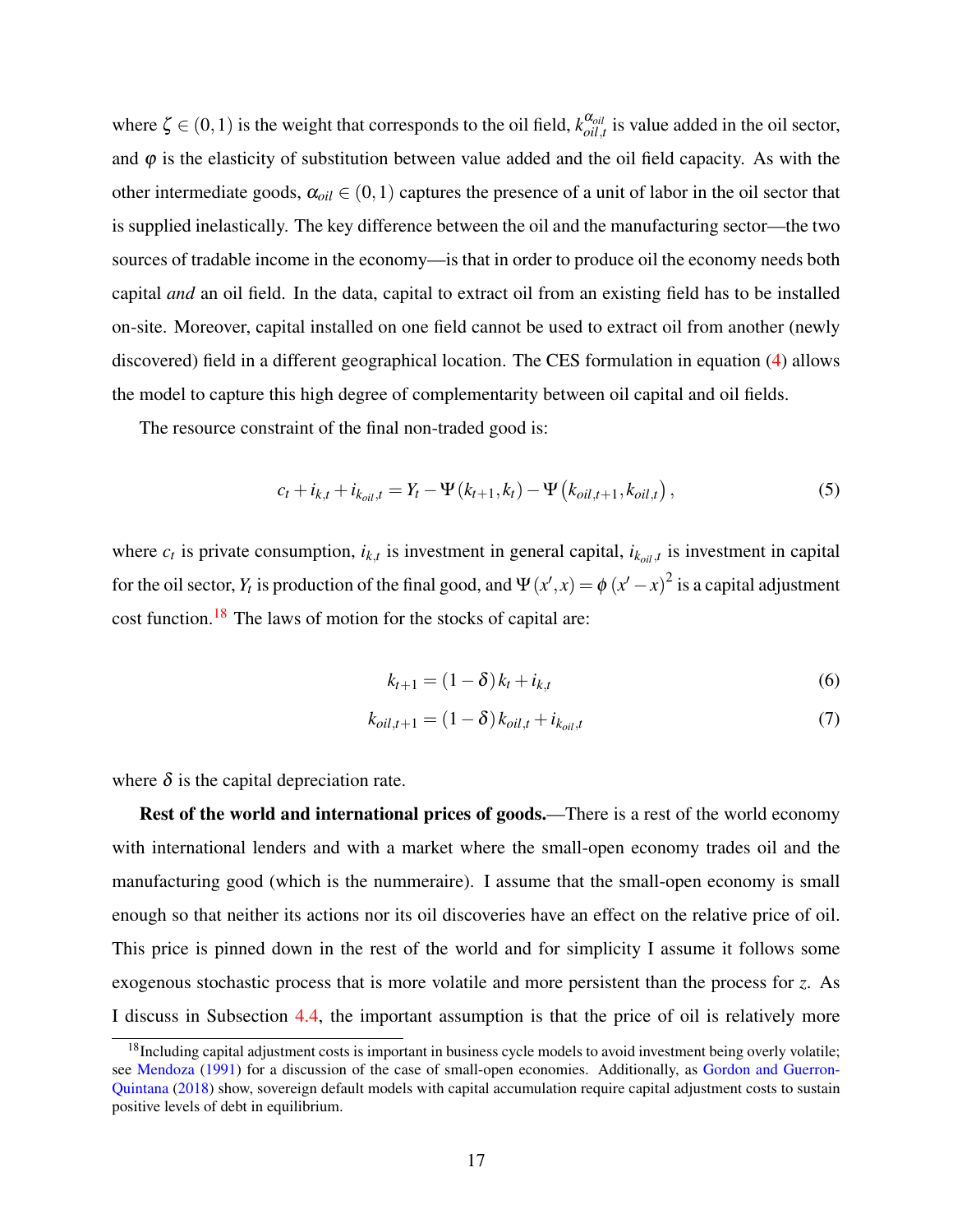where $\zeta \in (0,1)$ is the weight that corresponds to the oil field, $k_{oil,t}^{\alpha_{oil}}$ is value added in the oil sector, and $\varphi$ is the elasticity of substitution between value added and the oil field capacity. As with the other intermediate goods, $\alpha_{oil} \in (0,1)$ captures the presence of a unit of labor in the oil sector that is supplied inelastically. The key difference between the oil and the manufacturing sector—the two sources of tradable income in the economy—is that in order to produce oil the economy needs both capital *and* an oil field. In the data, capital to extract oil from an existing field has to be installed on-site. Moreover, capital installed on one field cannot be used to extract oil from another (newly discovered) field in a different geographical location. The CES formulation in equation (4) allows the model to capture this high degree of complementarity between oil capital and oil fields.

The resource constraint of the final non-traded good is:

$$c_t + i_{k,t} + i_{k_{oil},t} = Y_t - \Psi(k_{t+1}, k_t) - \Psi(k_{oil,t+1}, k_{oil,t}), \tag{5}$$

where $c_t$ is private consumption, $i_{k,t}$ is investment in general capital, $i_{k_{oil},t}$ is investment in capital for the oil sector, $Y_t$ is production of the final good, and $\Psi(x', x) = \phi(x' - x)^2$ is a capital adjustment cost function.[18] The laws of motion for the stocks of capital are:

$$k_{t+1} = (1-\delta)k_t + i_{k,t} \tag{6}$$

$$k_{oil,t+1} = (1-\delta)k_{oil,t} + i_{k_{oil},t} \tag{7}$$

where $\delta$ is the capital depreciation rate.

**Rest of the world and international prices of goods.**—There is a rest of the world economy with international lenders and with a market where the small-open economy trades oil and the manufacturing good (which is the nummeraire). I assume that the small-open economy is small enough so that neither its actions nor its oil discoveries have an effect on the relative price of oil. This price is pinned down in the rest of the world and for simplicity I assume it follows some exogenous stochastic process that is more volatile and more persistent than the process for $z$. As I discuss in Subsection 4.4, the important assumption is that the price of oil is relatively more

[18] Including capital adjustment costs is important in business cycle models to avoid investment being overly volatile; see Mendoza (1991) for a discussion of the case of small-open economies. Additionally, as Gordon and Guerron-Quintana (2018) show, sovereign default models with capital accumulation require capital adjustment costs to sustain positive levels of debt in equilibrium.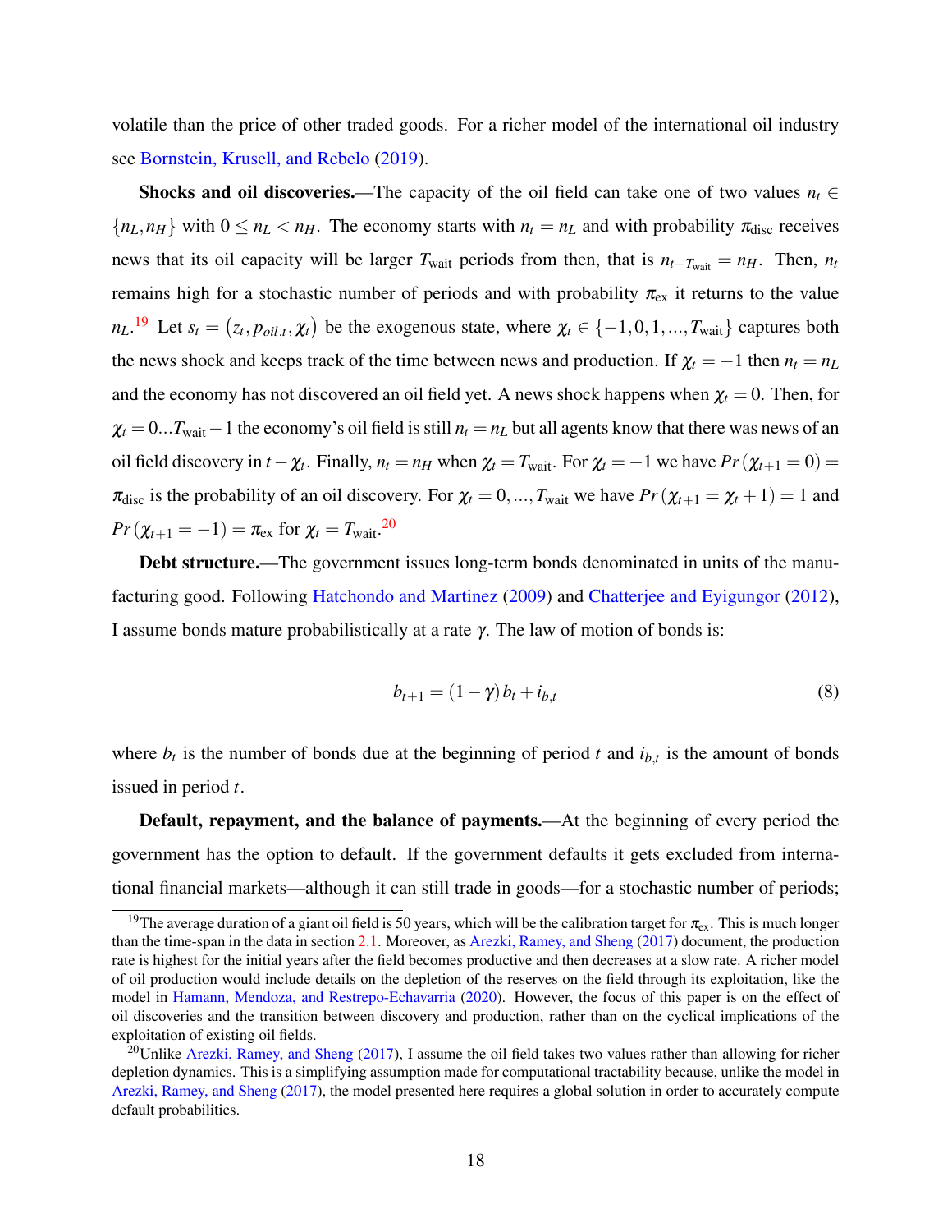volatile than the price of other traded goods. For a richer model of the international oil industry see Bornstein, Krusell, and Rebelo (2019).

**Shocks and oil discoveries.**—The capacity of the oil field can take one of two values $n_t \in \{n_L, n_H\}$ with $0 \leq n_L < n_H$. The economy starts with $n_t = n_L$ and with probability $\pi_{\text{disc}}$ receives news that its oil capacity will be larger $T_{\text{wait}}$ periods from then, that is $n_{t+T_{\text{wait}}} = n_H$. Then, $n_t$ remains high for a stochastic number of periods and with probability $\pi_{\text{ex}}$ it returns to the value $n_L$.[19] Let $s_t = (z_t, p_{oil,t}, \chi_t)$ be the exogenous state, where $\chi_t \in \{-1, 0, 1, ..., T_{\text{wait}}\}$ captures both the news shock and keeps track of the time between news and production. If $\chi_t = -1$ then $n_t = n_L$ and the economy has not discovered an oil field yet. A news shock happens when $\chi_t = 0$. Then, for $\chi_t = 0...T_{\text{wait}} - 1$ the economy's oil field is still $n_t = n_L$ but all agents know that there was news of an oil field discovery in $t - \chi_t$. Finally, $n_t = n_H$ when $\chi_t = T_{\text{wait}}$. For $\chi_t = -1$ we have $Pr(\chi_{t+1} = 0) = \pi_{\text{disc}}$ is the probability of an oil discovery. For $\chi_t = 0, ..., T_{\text{wait}}$ we have $Pr(\chi_{t+1} = \chi_t + 1) = 1$ and $Pr(\chi_{t+1} = -1) = \pi_{\text{ex}}$ for $\chi_t = T_{\text{wait}}$.[20]

**Debt structure.**—The government issues long-term bonds denominated in units of the manufacturing good. Following Hatchondo and Martinez (2009) and Chatterjee and Eyigungor (2012), I assume bonds mature probabilistically at a rate $\gamma$. The law of motion of bonds is:

$$b_{t+1} = (1 - \gamma) b_t + i_{b,t} \tag{8}$$

where $b_t$ is the number of bonds due at the beginning of period $t$ and $i_{b,t}$ is the amount of bonds issued in period $t$.

**Default, repayment, and the balance of payments.**—At the beginning of every period the government has the option to default. If the government defaults it gets excluded from international financial markets—although it can still trade in goods—for a stochastic number of periods;

[19] The average duration of a giant oil field is 50 years, which will be the calibration target for $\pi_{\text{ex}}$. This is much longer than the time-span in the data in section 2.1. Moreover, as Arezki, Ramey, and Sheng (2017) document, the production rate is highest for the initial years after the field becomes productive and then decreases at a slow rate. A richer model of oil production would include details on the depletion of the reserves on the field through its exploitation, like the model in Hamann, Mendoza, and Restrepo-Echavarria (2020). However, the focus of this paper is on the effect of oil discoveries and the transition between discovery and production, rather than on the cyclical implications of the exploitation of existing oil fields.

[20] Unlike Arezki, Ramey, and Sheng (2017), I assume the oil field takes two values rather than allowing for richer depletion dynamics. This is a simplifying assumption made for computational tractability because, unlike the model in Arezki, Ramey, and Sheng (2017), the model presented here requires a global solution in order to accurately compute default probabilities.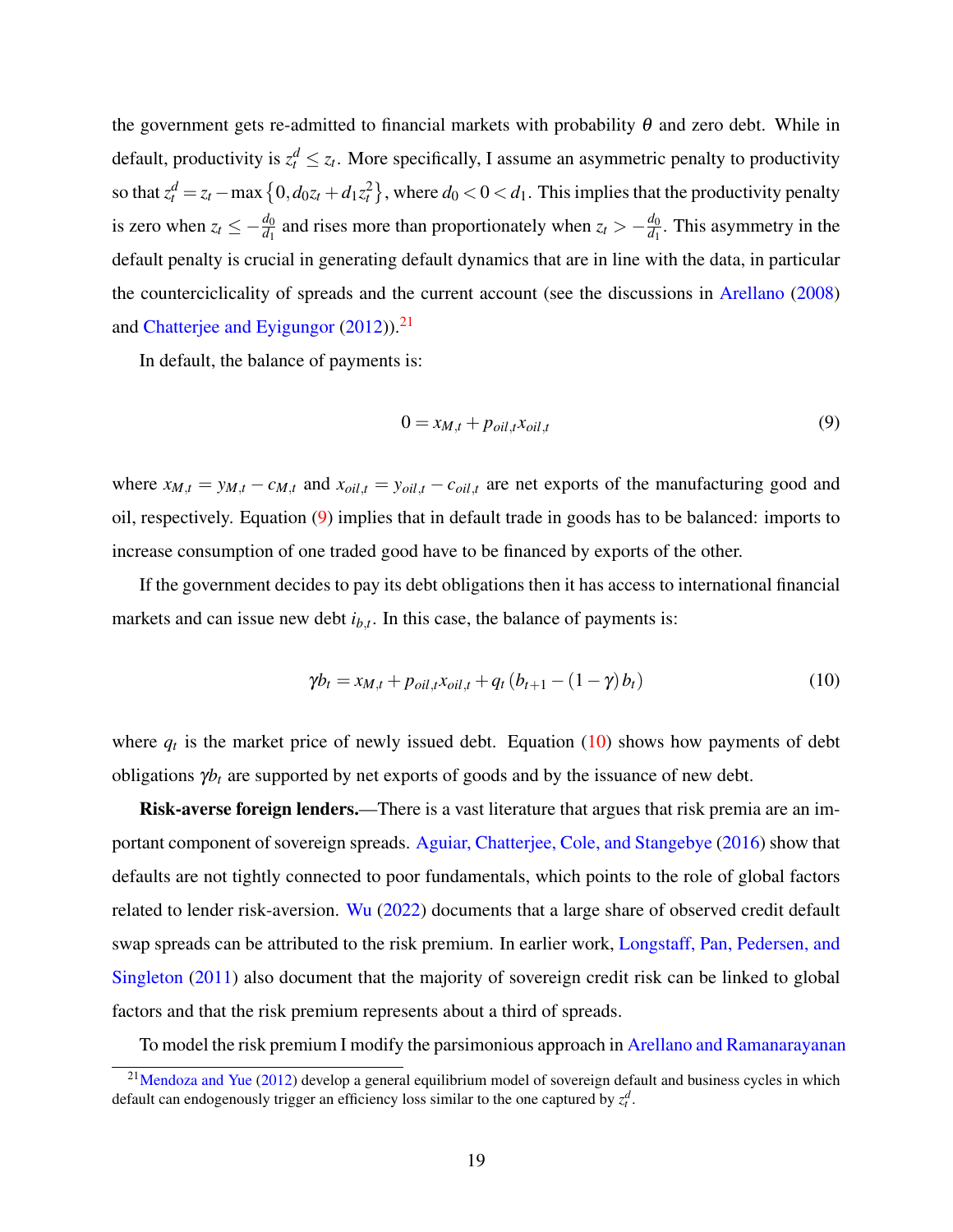the government gets re-admitted to financial markets with probability $\theta$ and zero debt. While in default, productivity is $z_t^d \leq z_t$. More specifically, I assume an asymmetric penalty to productivity so that $z_t^d = z_t - \max\left\{0, d_0 z_t + d_1 z_t^2\right\}$, where $d_0 < 0 < d_1$. This implies that the productivity penalty is zero when $z_t \leq -\frac{d_0}{d_1}$ and rises more than proportionately when $z_t > -\frac{d_0}{d_1}$. This asymmetry in the default penalty is crucial in generating default dynamics that are in line with the data, in particular the counterciclicality of spreads and the current account (see the discussions in Arellano (2008) and Chatterjee and Eyigungor (2012)).[21]

In default, the balance of payments is:

$$0 = x_{M,t} + p_{oil,t} x_{oil,t} \tag{9}$$

where $x_{M,t} = y_{M,t} - c_{M,t}$ and $x_{oil,t} = y_{oil,t} - c_{oil,t}$ are net exports of the manufacturing good and oil, respectively. Equation (9) implies that in default trade in goods has to be balanced: imports to increase consumption of one traded good have to be financed by exports of the other.

If the government decides to pay its debt obligations then it has access to international financial markets and can issue new debt $i_{b,t}$. In this case, the balance of payments is:

$$\gamma b_t = x_{M,t} + p_{oil,t} x_{oil,t} + q_t \left(b_{t+1} - (1-\gamma) b_t\right) \tag{10}$$

where $q_t$ is the market price of newly issued debt. Equation (10) shows how payments of debt obligations $\gamma b_t$ are supported by net exports of goods and by the issuance of new debt.

**Risk-averse foreign lenders.**—There is a vast literature that argues that risk premia are an important component of sovereign spreads. Aguiar, Chatterjee, Cole, and Stangebye (2016) show that defaults are not tightly connected to poor fundamentals, which points to the role of global factors related to lender risk-aversion. Wu (2022) documents that a large share of observed credit default swap spreads can be attributed to the risk premium. In earlier work, Longstaff, Pan, Pedersen, and Singleton (2011) also document that the majority of sovereign credit risk can be linked to global factors and that the risk premium represents about a third of spreads.

To model the risk premium I modify the parsimonious approach in Arellano and Ramanarayanan

[21] Mendoza and Yue (2012) develop a general equilibrium model of sovereign default and business cycles in which default can endogenously trigger an efficiency loss similar to the one captured by $z_t^d$.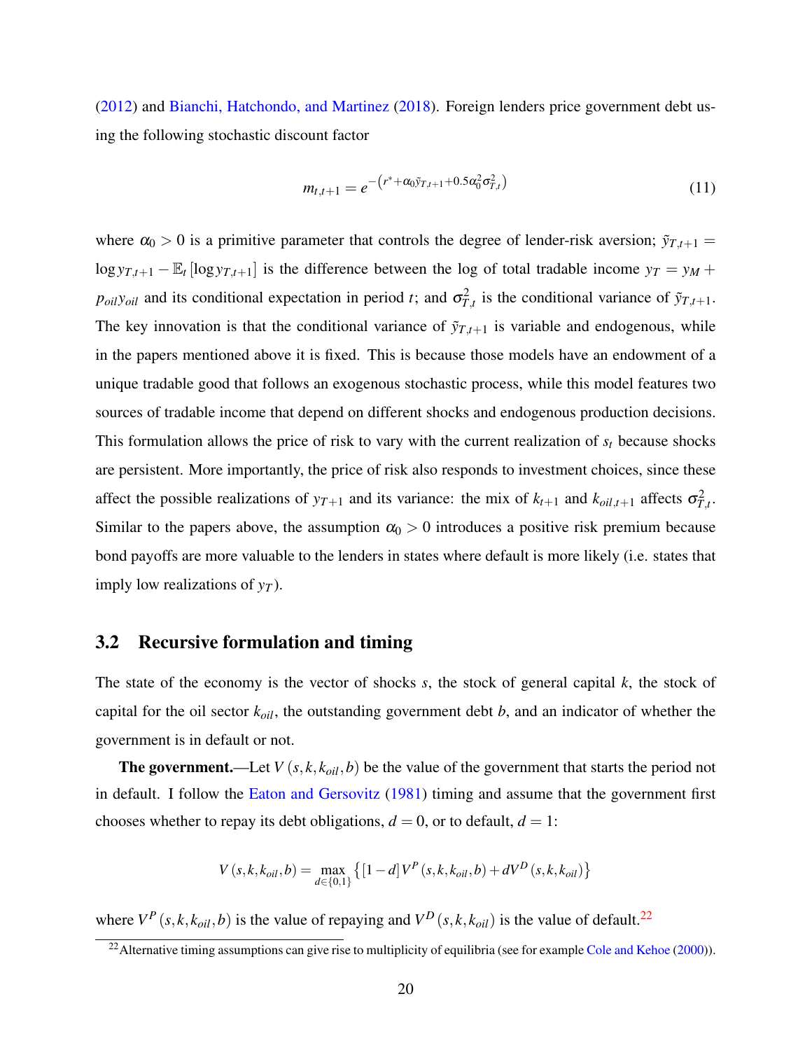(2012) and Bianchi, Hatchondo, and Martinez (2018). Foreign lenders price government debt using the following stochastic discount factor

$$m_{t,t+1} = e^{-\left(r^* + \alpha_0 \tilde{y}_{T,t+1} + 0.5\alpha_0^2 \sigma_{T,t}^2\right)} \tag{11}$$

where $\alpha_0 > 0$ is a primitive parameter that controls the degree of lender-risk aversion; $\tilde{y}_{T,t+1} = \log y_{T,t+1} - \mathbb{E}_t \left[\log y_{T,t+1}\right]$ is the difference between the log of total tradable income $y_T = y_M + p_{oil} y_{oil}$ and its conditional expectation in period $t$; and $\sigma_{T,t}^2$ is the conditional variance of $\tilde{y}_{T,t+1}$. The key innovation is that the conditional variance of $\tilde{y}_{T,t+1}$ is variable and endogenous, while in the papers mentioned above it is fixed. This is because those models have an endowment of a unique tradable good that follows an exogenous stochastic process, while this model features two sources of tradable income that depend on different shocks and endogenous production decisions. This formulation allows the price of risk to vary with the current realization of $s_t$ because shocks are persistent. More importantly, the price of risk also responds to investment choices, since these affect the possible realizations of $y_{T+1}$ and its variance: the mix of $k_{t+1}$ and $k_{oil,t+1}$ affects $\sigma_{T,t}^2$. Similar to the papers above, the assumption $\alpha_0 > 0$ introduces a positive risk premium because bond payoffs are more valuable to the lenders in states where default is more likely (i.e. states that imply low realizations of $y_T$).

## 3.2 Recursive formulation and timing

The state of the economy is the vector of shocks $s$, the stock of general capital $k$, the stock of capital for the oil sector $k_{oil}$, the outstanding government debt $b$, and an indicator of whether the government is in default or not.

**The government.**—Let $V(s,k,k_{oil},b)$ be the value of the government that starts the period not in default. I follow the Eaton and Gersovitz (1981) timing and assume that the government first chooses whether to repay its debt obligations, $d = 0$, or to default, $d = 1$:

$$V(s,k,k_{oil},b) = \max_{d \in \{0,1\}} \left\{ [1-d]\, V^P(s,k,k_{oil},b) + d V^D(s,k,k_{oil}) \right\}$$

where $V^P(s,k,k_{oil},b)$ is the value of repaying and $V^D(s,k,k_{oil})$ is the value of default.[22]

[22] Alternative timing assumptions can give rise to multiplicity of equilibria (see for example Cole and Kehoe (2000)).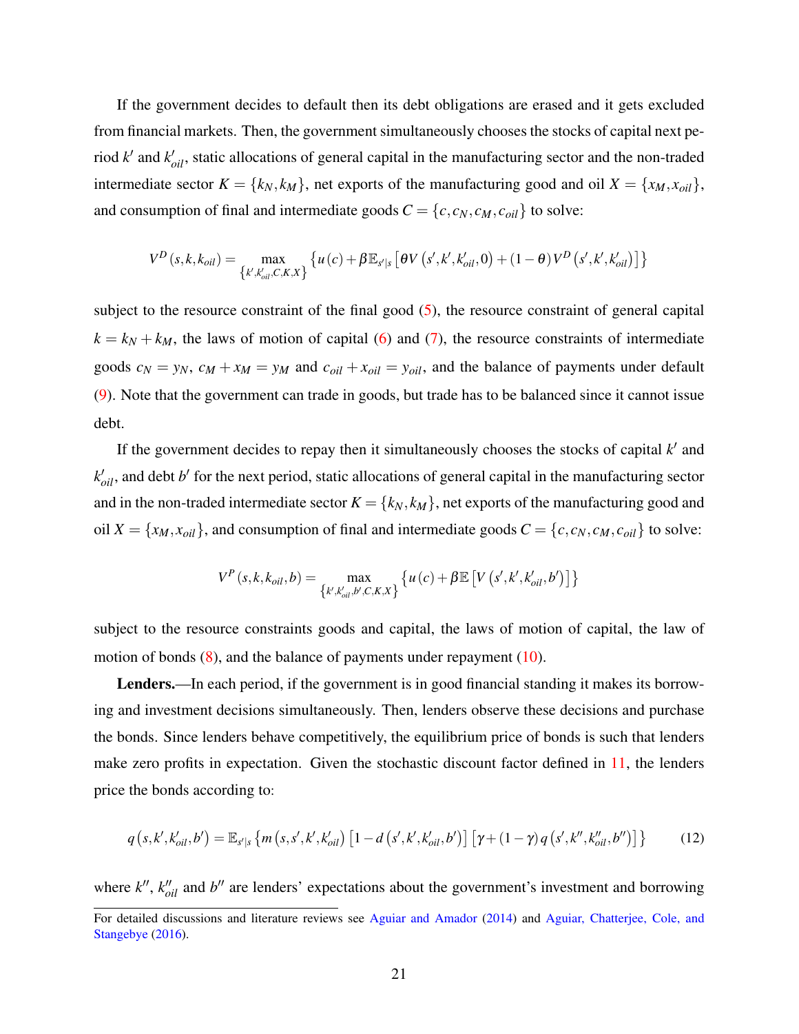If the government decides to default then its debt obligations are erased and it gets excluded from financial markets. Then, the government simultaneously chooses the stocks of capital next period $k'$ and $k'_{oil}$, static allocations of general capital in the manufacturing sector and the non-traded intermediate sector $K = \{k_N, k_M\}$, net exports of the manufacturing good and oil $X = \{x_M, x_{oil}\}$, and consumption of final and intermediate goods $C = \{c, c_N, c_M, c_{oil}\}$ to solve:

$$V^D(s,k,k_{oil}) = \max_{\{k',k'_{oil},C,K,X\}} \left\{ u(c) + \beta \mathbb{E}_{s'|s}\left[\theta V\left(s',k',k'_{oil},0\right) + (1-\theta) V^D\left(s',k',k'_{oil}\right)\right]\right\}$$

subject to the resource constraint of the final good (5), the resource constraint of general capital $k = k_N + k_M$, the laws of motion of capital (6) and (7), the resource constraints of intermediate goods $c_N = y_N$, $c_M + x_M = y_M$ and $c_{oil} + x_{oil} = y_{oil}$, and the balance of payments under default (9). Note that the government can trade in goods, but trade has to be balanced since it cannot issue debt.

If the government decides to repay then it simultaneously chooses the stocks of capital $k'$ and $k'_{oil}$, and debt $b'$ for the next period, static allocations of general capital in the manufacturing sector and in the non-traded intermediate sector $K = \{k_N, k_M\}$, net exports of the manufacturing good and oil $X = \{x_M, x_{oil}\}$, and consumption of final and intermediate goods $C = \{c, c_N, c_M, c_{oil}\}$ to solve:

$$V^P(s,k,k_{oil},b) = \max_{\{k',k'_{oil},b',C,K,X\}} \left\{ u(c) + \beta \mathbb{E}\left[V\left(s',k',k'_{oil},b'\right)\right]\right\}$$

subject to the resource constraints goods and capital, the laws of motion of capital, the law of motion of bonds (8), and the balance of payments under repayment (10).

**Lenders.**—In each period, if the government is in good financial standing it makes its borrowing and investment decisions simultaneously. Then, lenders observe these decisions and purchase the bonds. Since lenders behave competitively, the equilibrium price of bonds is such that lenders make zero profits in expectation. Given the stochastic discount factor defined in 11, the lenders price the bonds according to:

$$q\left(s,k',k'_{oil},b'\right) = \mathbb{E}_{s'|s}\left\{m\left(s,s',k',k'_{oil}\right)\left[1-d\left(s',k',k'_{oil},b'\right)\right]\left[\gamma + (1-\gamma)\, q\left(s',k'',k''_{oil},b''\right)\right]\right\} \tag{12}$$

where $k''$, $k''_{oil}$ and $b''$ are lenders' expectations about the government's investment and borrowing

For detailed discussions and literature reviews see Aguiar and Amador (2014) and Aguiar, Chatterjee, Cole, and Stangebye (2016).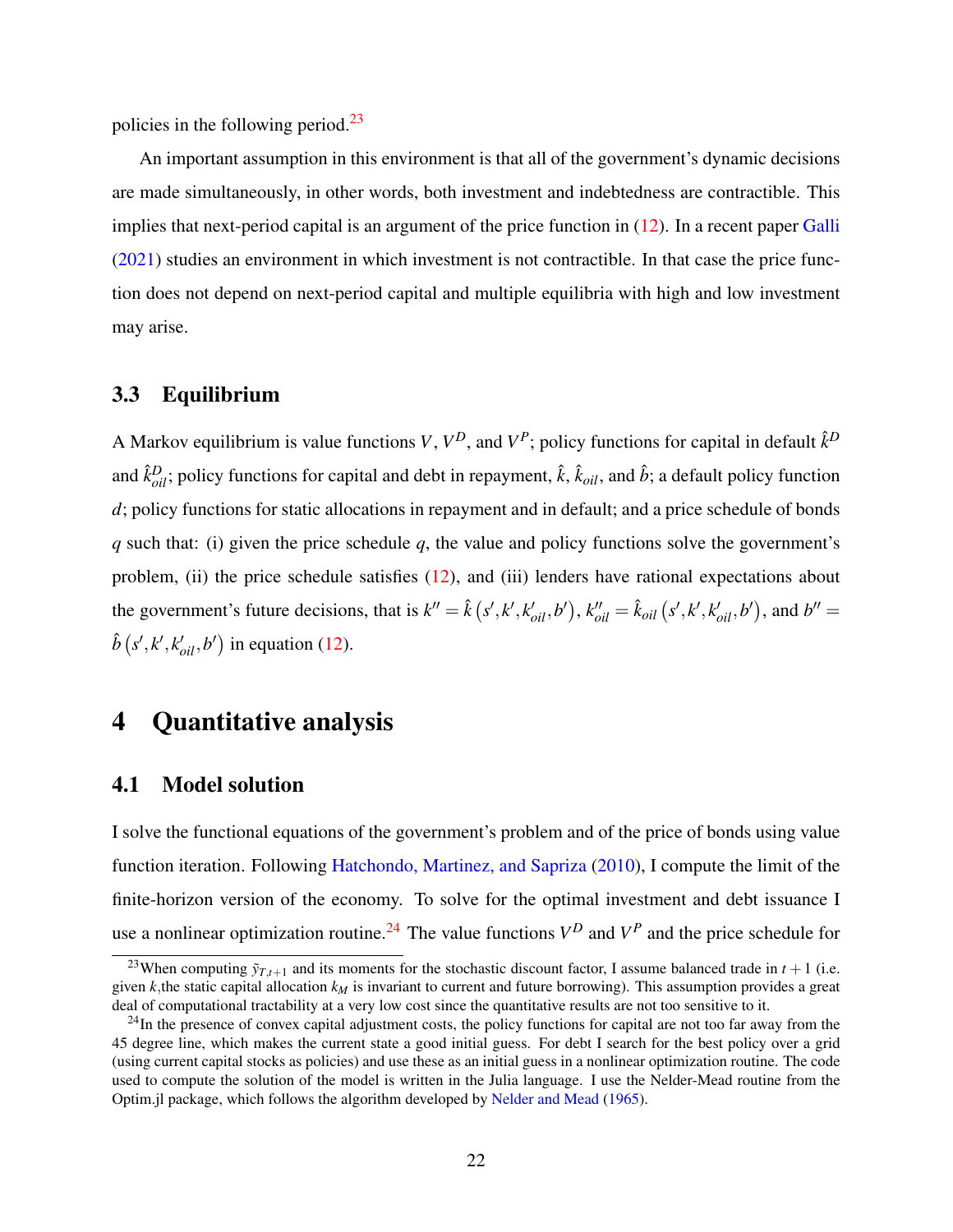policies in the following period.[23]

An important assumption in this environment is that all of the government's dynamic decisions are made simultaneously, in other words, both investment and indebtedness are contractible. This implies that next-period capital is an argument of the price function in (12). In a recent paper Galli (2021) studies an environment in which investment is not contractible. In that case the price function does not depend on next-period capital and multiple equilibria with high and low investment may arise.

### 3.3 Equilibrium

A Markov equilibrium is value functions $V$, $V^D$, and $V^P$; policy functions for capital in default $\hat{k}^D$ and $\hat{k}^D_{oil}$; policy functions for capital and debt in repayment, $\hat{k}$, $\hat{k}_{oil}$, and $\hat{b}$; a default policy function $d$; policy functions for static allocations in repayment and in default; and a price schedule of bonds $q$ such that: (i) given the price schedule $q$, the value and policy functions solve the government's problem, (ii) the price schedule satisfies (12), and (iii) lenders have rational expectations about the government's future decisions, that is $k'' = \hat{k}\left(s', k', k'_{oil}, b'\right)$, $k''_{oil} = \hat{k}_{oil}\left(s', k', k'_{oil}, b'\right)$, and $b'' = \hat{b}\left(s', k', k'_{oil}, b'\right)$ in equation (12).

## 4 Quantitative analysis

### 4.1 Model solution

I solve the functional equations of the government's problem and of the price of bonds using value function iteration. Following Hatchondo, Martinez, and Sapriza (2010), I compute the limit of the finite-horizon version of the economy. To solve for the optimal investment and debt issuance I use a nonlinear optimization routine.[24] The value functions $V^D$ and $V^P$ and the price schedule for

[23] When computing $\tilde{y}_{T,t+1}$ and its moments for the stochastic discount factor, I assume balanced trade in $t+1$ (i.e. given $k$, the static capital allocation $k_M$ is invariant to current and future borrowing). This assumption provides a great deal of computational tractability at a very low cost since the quantitative results are not too sensitive to it.

[24] In the presence of convex capital adjustment costs, the policy functions for capital are not too far away from the 45 degree line, which makes the current state a good initial guess. For debt I search for the best policy over a grid (using current capital stocks as policies) and use these as an initial guess in a nonlinear optimization routine. The code used to compute the solution of the model is written in the Julia language. I use the Nelder-Mead routine from the Optim.jl package, which follows the algorithm developed by Nelder and Mead (1965).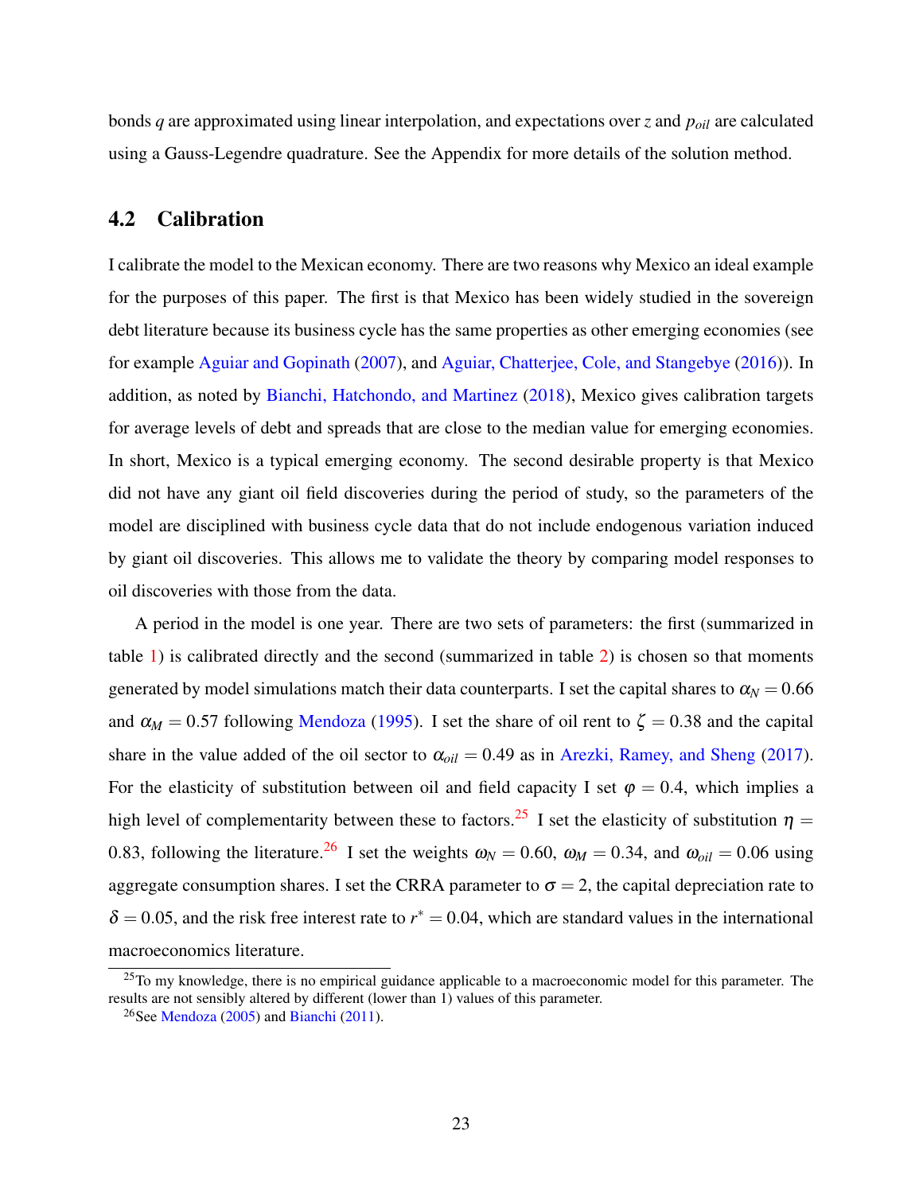bonds $q$ are approximated using linear interpolation, and expectations over $z$ and $p_{oil}$ are calculated using a Gauss-Legendre quadrature. See the Appendix for more details of the solution method.

## 4.2 Calibration

I calibrate the model to the Mexican economy. There are two reasons why Mexico an ideal example for the purposes of this paper. The first is that Mexico has been widely studied in the sovereign debt literature because its business cycle has the same properties as other emerging economies (see for example Aguiar and Gopinath (2007), and Aguiar, Chatterjee, Cole, and Stangebye (2016)). In addition, as noted by Bianchi, Hatchondo, and Martinez (2018), Mexico gives calibration targets for average levels of debt and spreads that are close to the median value for emerging economies. In short, Mexico is a typical emerging economy. The second desirable property is that Mexico did not have any giant oil field discoveries during the period of study, so the parameters of the model are disciplined with business cycle data that do not include endogenous variation induced by giant oil discoveries. This allows me to validate the theory by comparing model responses to oil discoveries with those from the data.

A period in the model is one year. There are two sets of parameters: the first (summarized in table 1) is calibrated directly and the second (summarized in table 2) is chosen so that moments generated by model simulations match their data counterparts. I set the capital shares to $\alpha_N = 0.66$ and $\alpha_M = 0.57$ following Mendoza (1995). I set the share of oil rent to $\zeta = 0.38$ and the capital share in the value added of the oil sector to $\alpha_{oil} = 0.49$ as in Arezki, Ramey, and Sheng (2017). For the elasticity of substitution between oil and field capacity I set $\varphi = 0.4$, which implies a high level of complementarity between these to factors.[25] I set the elasticity of substitution $\eta = 0.83$, following the literature.[26] I set the weights $\omega_N = 0.60$, $\omega_M = 0.34$, and $\omega_{oil} = 0.06$ using aggregate consumption shares. I set the CRRA parameter to $\sigma = 2$, the capital depreciation rate to $\delta = 0.05$, and the risk free interest rate to $r^* = 0.04$, which are standard values in the international macroeconomics literature.

[25] To my knowledge, there is no empirical guidance applicable to a macroeconomic model for this parameter. The results are not sensibly altered by different (lower than 1) values of this parameter.

[26] See Mendoza (2005) and Bianchi (2011).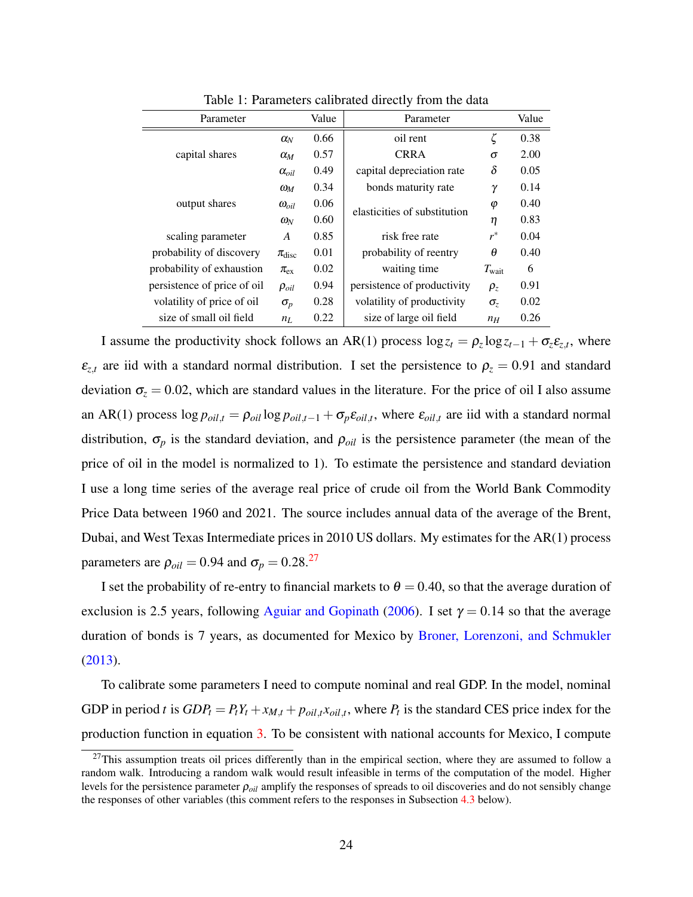Table 1: Parameters calibrated directly from the data

| Parameter | | Value | Parameter | | Value |
|---|---|---|---|---|---|
| capital shares | $\alpha_N$ | 0.66 | oil rent | $\zeta$ | 0.38 |
| | $\alpha_M$ | 0.57 | CRRA | $\sigma$ | 2.00 |
| | $\alpha_{oil}$ | 0.49 | capital depreciation rate | $\delta$ | 0.05 |
| output shares | $\omega_M$ | 0.34 | bonds maturity rate | $\gamma$ | 0.14 |
| | $\omega_{oil}$ | 0.06 | elasticities of substitution | $\varphi$ | 0.40 |
| | $\omega_N$ | 0.60 | | $\eta$ | 0.83 |
| scaling parameter | $A$ | 0.85 | risk free rate | $r^*$ | 0.04 |
| probability of discovery | $\pi_{\text{disc}}$ | 0.01 | probability of reentry | $\theta$ | 0.40 |
| probability of exhaustion | $\pi_{\text{ex}}$ | 0.02 | waiting time | $T_{\text{wait}}$ | 6 |
| persistence of price of oil | $\rho_{oil}$ | 0.94 | persistence of productivity | $\rho_z$ | 0.91 |
| volatility of price of oil | $\sigma_p$ | 0.28 | volatility of productivity | $\sigma_z$ | 0.02 |
| size of small oil field | $n_L$ | 0.22 | size of large oil field | $n_H$ | 0.26 |

I assume the productivity shock follows an AR(1) process $\log z_t = \rho_z \log z_{t-1} + \sigma_z \varepsilon_{z,t}$, where $\varepsilon_{z,t}$ are iid with a standard normal distribution. I set the persistence to $\rho_z = 0.91$ and standard deviation $\sigma_z = 0.02$, which are standard values in the literature. For the price of oil I also assume an AR(1) process $\log p_{oil,t} = \rho_{oil} \log p_{oil,t-1} + \sigma_p \varepsilon_{oil,t}$, where $\varepsilon_{oil,t}$ are iid with a standard normal distribution, $\sigma_p$ is the standard deviation, and $\rho_{oil}$ is the persistence parameter (the mean of the price of oil in the model is normalized to 1). To estimate the persistence and standard deviation I use a long time series of the average real price of crude oil from the World Bank Commodity Price Data between 1960 and 2021. The source includes annual data of the average of the Brent, Dubai, and West Texas Intermediate prices in 2010 US dollars. My estimates for the AR(1) process parameters are $\rho_{oil} = 0.94$ and $\sigma_p = 0.28$.[27]

I set the probability of re-entry to financial markets to $\theta = 0.40$, so that the average duration of exclusion is 2.5 years, following Aguiar and Gopinath (2006). I set $\gamma = 0.14$ so that the average duration of bonds is 7 years, as documented for Mexico by Broner, Lorenzoni, and Schmukler (2013).

To calibrate some parameters I need to compute nominal and real GDP. In the model, nominal GDP in period $t$ is $GDP_t = P_t Y_t + x_{M,t} + p_{oil,t} x_{oil,t}$, where $P_t$ is the standard CES price index for the production function in equation 3. To be consistent with national accounts for Mexico, I compute

[27] This assumption treats oil prices differently than in the empirical section, where they are assumed to follow a random walk. Introducing a random walk would result infeasible in terms of the computation of the model. Higher levels for the persistence parameter $\rho_{oil}$ amplify the responses of spreads to oil discoveries and do not sensibly change the responses of other variables (this comment refers to the responses in Subsection 4.3 below).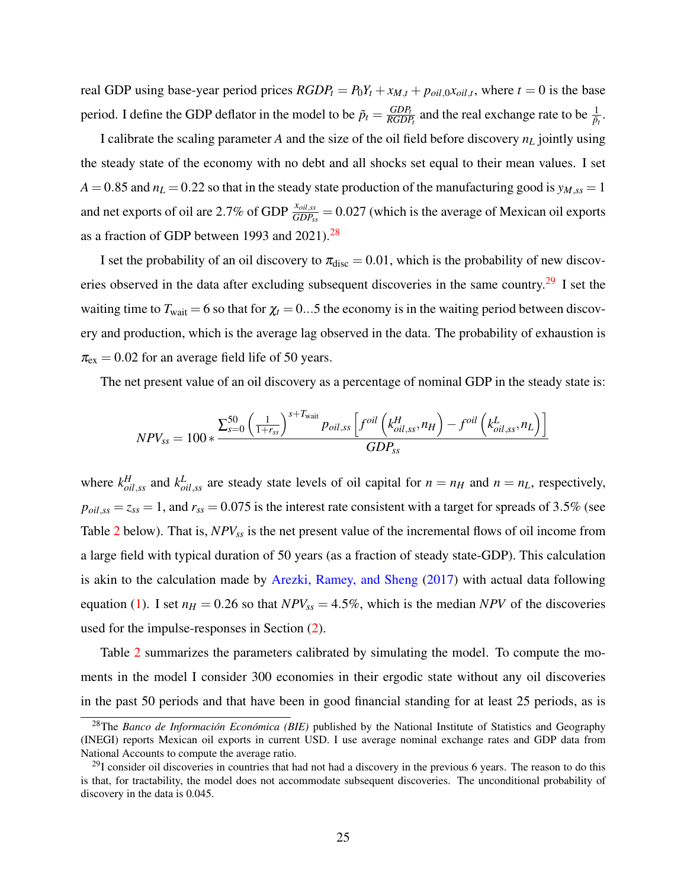real GDP using base-year period prices $RGDP_t = P_0 Y_t + x_{M,t} + p_{oil,0} x_{oil,t}$, where $t = 0$ is the base period. I define the GDP deflator in the model to be $\tilde{p}_t = \frac{GDP_t}{RGDP_t}$ and the real exchange rate to be $\frac{1}{\tilde{p}_t}$.

I calibrate the scaling parameter $A$ and the size of the oil field before discovery $n_L$ jointly using the steady state of the economy with no debt and all shocks set equal to their mean values. I set $A = 0.85$ and $n_L = 0.22$ so that in the steady state production of the manufacturing good is $y_{M,ss} = 1$ and net exports of oil are 2.7% of GDP $\frac{x_{oil,ss}}{GDP_{ss}} = 0.027$ (which is the average of Mexican oil exports as a fraction of GDP between 1993 and 2021).[28]

I set the probability of an oil discovery to $\pi_{\text{disc}} = 0.01$, which is the probability of new discoveries observed in the data after excluding subsequent discoveries in the same country.[29] I set the waiting time to $T_{\text{wait}} = 6$ so that for $\chi_t = 0...5$ the economy is in the waiting period between discovery and production, which is the average lag observed in the data. The probability of exhaustion is $\pi_{\text{ex}} = 0.02$ for an average field life of 50 years.

The net present value of an oil discovery as a percentage of nominal GDP in the steady state is:

$$NPV_{ss} = 100 * \frac{\sum_{s=0}^{50} \left(\frac{1}{1+r_{ss}}\right)^{s+T_{\text{wait}}} p_{oil,ss} \left[ f^{oil}\left(k^H_{oil,ss}, n_H\right) - f^{oil}\left(k^L_{oil,ss}, n_L\right) \right]}{GDP_{ss}}$$

where $k^H_{oil,ss}$ and $k^L_{oil,ss}$ are steady state levels of oil capital for $n = n_H$ and $n = n_L$, respectively, $p_{oil,ss} = z_{ss} = 1$, and $r_{ss} = 0.075$ is the interest rate consistent with a target for spreads of 3.5% (see Table 2 below). That is, $NPV_{ss}$ is the net present value of the incremental flows of oil income from a large field with typical duration of 50 years (as a fraction of steady state-GDP). This calculation is akin to the calculation made by Arezki, Ramey, and Sheng (2017) with actual data following equation (1). I set $n_H = 0.26$ so that $NPV_{ss} = 4.5\%$, which is the median $NPV$ of the discoveries used for the impulse-responses in Section (2).

Table 2 summarizes the parameters calibrated by simulating the model. To compute the moments in the model I consider 300 economies in their ergodic state without any oil discoveries in the past 50 periods and that have been in good financial standing for at least 25 periods, as is

[28] The *Banco de Información Económica (BIE)* published by the National Institute of Statistics and Geography (INEGI) reports Mexican oil exports in current USD. I use average nominal exchange rates and GDP data from National Accounts to compute the average ratio.

[29] I consider oil discoveries in countries that had not had a discovery in the previous 6 years. The reason to do this is that, for tractability, the model does not accommodate subsequent discoveries. The unconditional probability of discovery in the data is 0.045.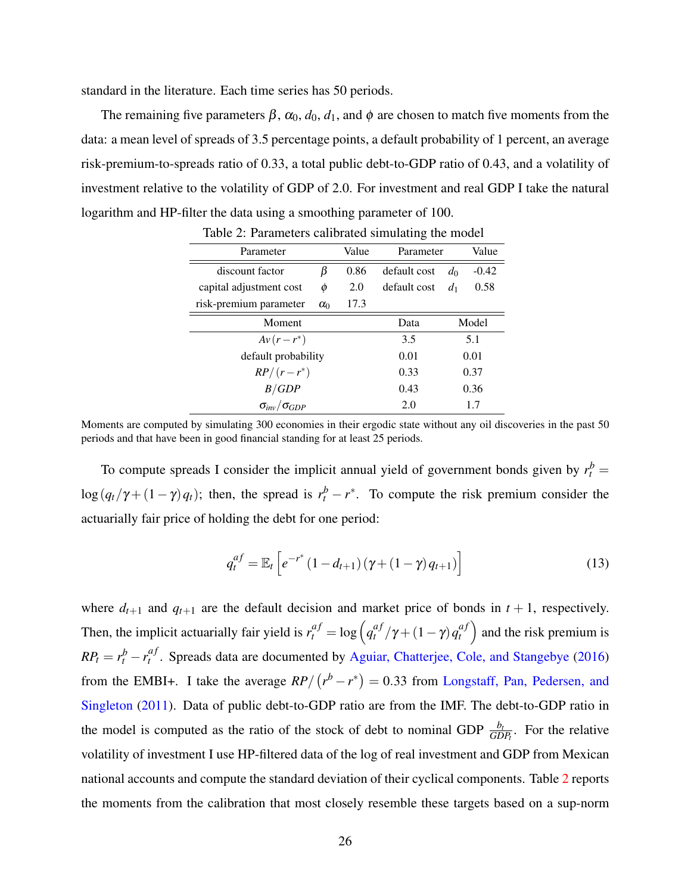standard in the literature. Each time series has 50 periods.

The remaining five parameters $\beta$, $\alpha_0$, $d_0$, $d_1$, and $\phi$ are chosen to match five moments from the data: a mean level of spreads of 3.5 percentage points, a default probability of 1 percent, an average risk-premium-to-spreads ratio of 0.33, a total public debt-to-GDP ratio of 0.43, and a volatility of investment relative to the volatility of GDP of 2.0. For investment and real GDP I take the natural logarithm and HP-filter the data using a smoothing parameter of 100.

Table 2: Parameters calibrated simulating the model

| Parameter | | Value | Parameter | | Value |
|---|---|---|---|---|---|
| discount factor | $\beta$ | 0.86 | default cost | $d_0$ | -0.42 |
| capital adjustment cost | $\phi$ | 2.0 | default cost | $d_1$ | 0.58 |
| risk-premium parameter | $\alpha_0$ | 17.3 | | | |

| Moment | Data | Model |
|---|---|---|
| $Av(r-r^*)$ | 3.5 | 5.1 |
| default probability | 0.01 | 0.01 |
| $RP/(r-r^*)$ | 0.33 | 0.37 |
| $B/GDP$ | 0.43 | 0.36 |
| $\sigma_{inv}/\sigma_{GDP}$ | 2.0 | 1.7 |

Moments are computed by simulating 300 economies in their ergodic state without any oil discoveries in the past 50 periods and that have been in good financial standing for at least 25 periods.

To compute spreads I consider the implicit annual yield of government bonds given by $r_t^b = \log(q_t/\gamma + (1-\gamma)q_t)$; then, the spread is $r_t^b - r^*$. To compute the risk premium consider the actuarially fair price of holding the debt for one period:

$$q_t^{af} = \mathbb{E}_t\left[e^{-r^*}(1-d_{t+1})(\gamma + (1-\gamma)q_{t+1})\right] \tag{13}$$

where $d_{t+1}$ and $q_{t+1}$ are the default decision and market price of bonds in $t+1$, respectively. Then, the implicit actuarially fair yield is $r_t^{af} = \log\left(q_t^{af}/\gamma + (1-\gamma)q_t^{af}\right)$ and the risk premium is $RP_t = r_t^b - r_t^{af}$. Spreads data are documented by Aguiar, Chatterjee, Cole, and Stangebye (2016) from the EMBI+. I take the average $RP/\left(r^b - r^*\right) = 0.33$ from Longstaff, Pan, Pedersen, and Singleton (2011). Data of public debt-to-GDP ratio are from the IMF. The debt-to-GDP ratio in the model is computed as the ratio of the stock of debt to nominal GDP $\frac{b_t}{GDP_t}$. For the relative volatility of investment I use HP-filtered data of the log of real investment and GDP from Mexican national accounts and compute the standard deviation of their cyclical components. Table 2 reports the moments from the calibration that most closely resemble these targets based on a sup-norm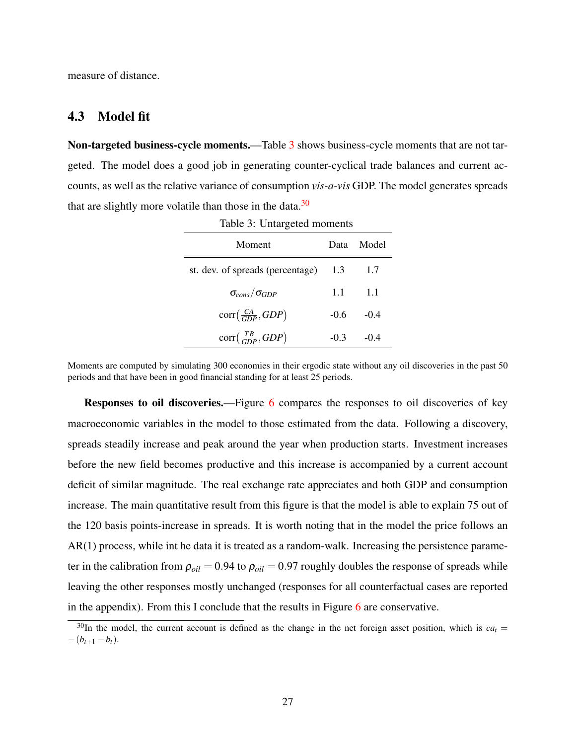measure of distance.

## 4.3 Model fit

**Non-targeted business-cycle moments.**—Table 3 shows business-cycle moments that are not targeted. The model does a good job in generating counter-cyclical trade balances and current accounts, as well as the relative variance of consumption *vis-a-vis* GDP. The model generates spreads that are slightly more volatile than those in the data.[30]

Table 3: Untargeted moments

| Moment | Data | Model |
|---|---|---|
| st. dev. of spreads (percentage) | 1.3 | 1.7 |
| $\sigma_{cons}/\sigma_{GDP}$ | 1.1 | 1.1 |
| $\text{corr}\left(\frac{CA}{GDP}, GDP\right)$ | -0.6 | -0.4 |
| $\text{corr}\left(\frac{TB}{GDP}, GDP\right)$ | -0.3 | -0.4 |

Moments are computed by simulating 300 economies in their ergodic state without any oil discoveries in the past 50 periods and that have been in good financial standing for at least 25 periods.

**Responses to oil discoveries.**—Figure 6 compares the responses to oil discoveries of key macroeconomic variables in the model to those estimated from the data. Following a discovery, spreads steadily increase and peak around the year when production starts. Investment increases before the new field becomes productive and this increase is accompanied by a current account deficit of similar magnitude. The real exchange rate appreciates and both GDP and consumption increase. The main quantitative result from this figure is that the model is able to explain 75 out of the 120 basis points-increase in spreads. It is worth noting that in the model the price follows an AR(1) process, while int he data it is treated as a random-walk. Increasing the persistence parameter in the calibration from $\rho_{oil} = 0.94$ to $\rho_{oil} = 0.97$ roughly doubles the response of spreads while leaving the other responses mostly unchanged (responses for all counterfactual cases are reported in the appendix). From this I conclude that the results in Figure 6 are conservative.

[30]In the model, the current account is defined as the change in the net foreign asset position, which is $ca_t = -(b_{t+1} - b_t)$.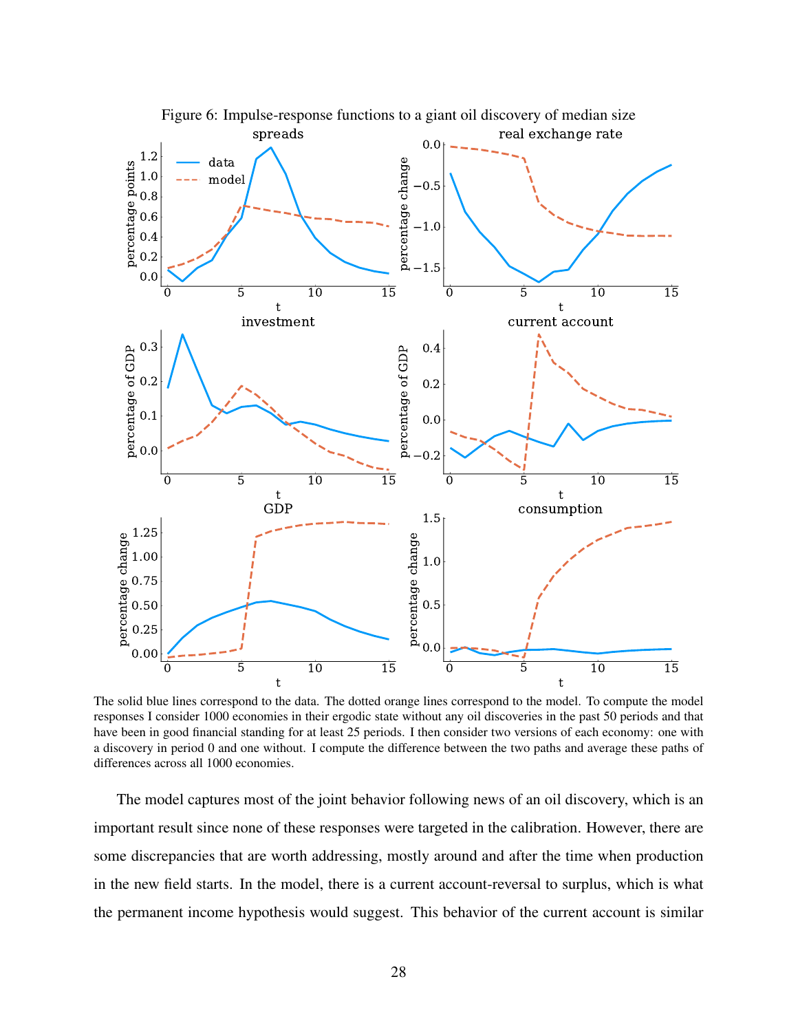Figure 6: Impulse-response functions to a giant oil discovery of median size

spreads
percentage points
0.0
0.2
0.4
0.6
0.8
1.0
1.2
data
model
0
5
10
15
t

real exchange rate
percentage change
0.0
−0.5
−1.0
−1.5
0
5
10
15
t

investment
percentage of GDP
0.0
0.1
0.2
0.3
0
5
10
15
t

current account
percentage of GDP
−0.2
0.0
0.2
0.4
0
5
10
15
t

GDP
percentage change
0.00
0.25
0.50
0.75
1.00
1.25
0
5
10
15
t

consumption
percentage change
0.0
0.5
1.0
1.5
0
5
10
15
t

The solid blue lines correspond to the data. The dotted orange lines correspond to the model. To compute the model responses I consider 1000 economies in their ergodic state without any oil discoveries in the past 50 periods and that have been in good financial standing for at least 25 periods. I then consider two versions of each economy: one with a discovery in period 0 and one without. I compute the difference between the two paths and average these paths of differences across all 1000 economies.

The model captures most of the joint behavior following news of an oil discovery, which is an important result since none of these responses were targeted in the calibration. However, there are some discrepancies that are worth addressing, mostly around and after the time when production in the new field starts. In the model, there is a current account-reversal to surplus, which is what the permanent income hypothesis would suggest. This behavior of the current account is similar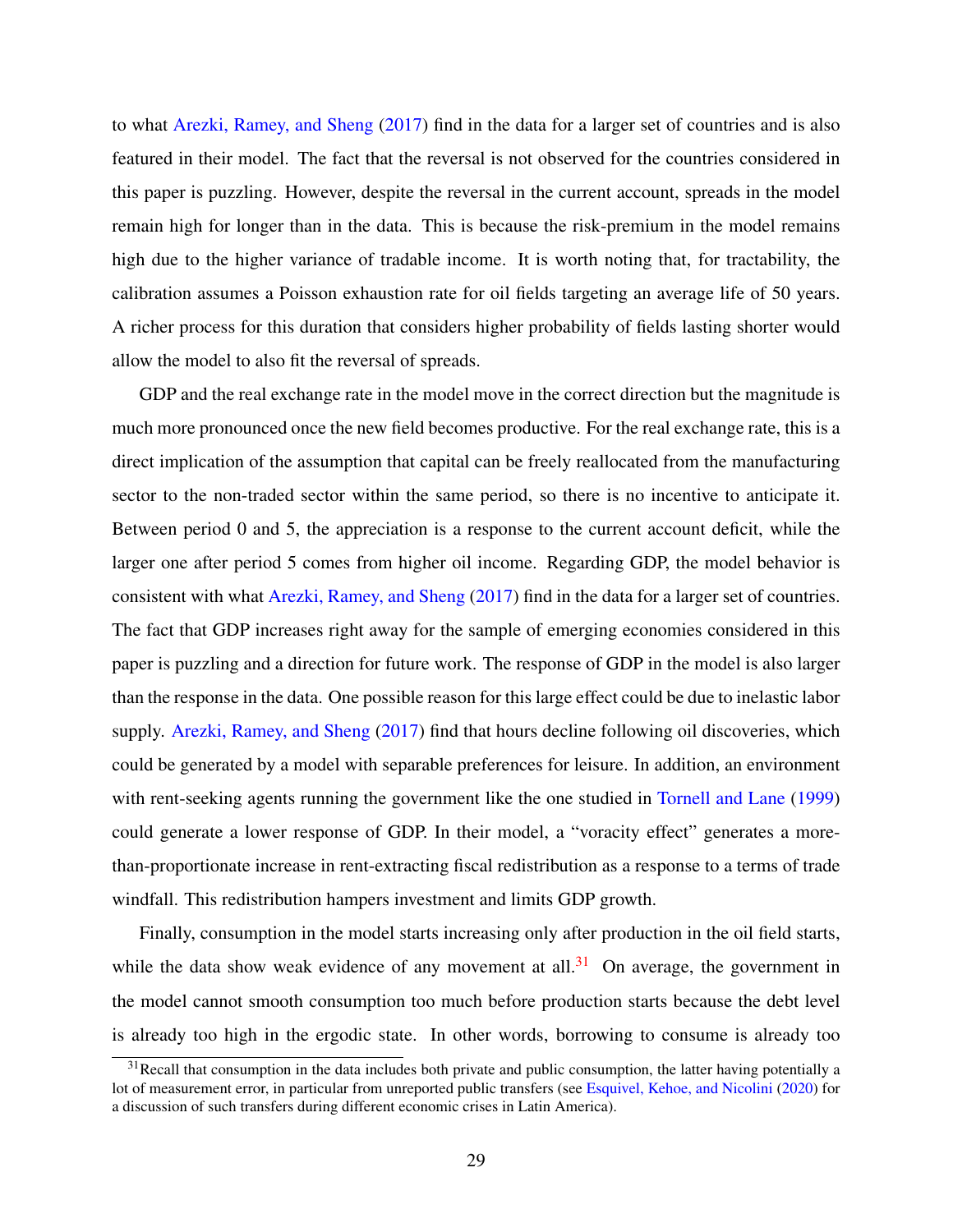to what Arezki, Ramey, and Sheng (2017) find in the data for a larger set of countries and is also featured in their model. The fact that the reversal is not observed for the countries considered in this paper is puzzling. However, despite the reversal in the current account, spreads in the model remain high for longer than in the data. This is because the risk-premium in the model remains high due to the higher variance of tradable income. It is worth noting that, for tractability, the calibration assumes a Poisson exhaustion rate for oil fields targeting an average life of 50 years. A richer process for this duration that considers higher probability of fields lasting shorter would allow the model to also fit the reversal of spreads.

GDP and the real exchange rate in the model move in the correct direction but the magnitude is much more pronounced once the new field becomes productive. For the real exchange rate, this is a direct implication of the assumption that capital can be freely reallocated from the manufacturing sector to the non-traded sector within the same period, so there is no incentive to anticipate it. Between period 0 and 5, the appreciation is a response to the current account deficit, while the larger one after period 5 comes from higher oil income. Regarding GDP, the model behavior is consistent with what Arezki, Ramey, and Sheng (2017) find in the data for a larger set of countries. The fact that GDP increases right away for the sample of emerging economies considered in this paper is puzzling and a direction for future work. The response of GDP in the model is also larger than the response in the data. One possible reason for this large effect could be due to inelastic labor supply. Arezki, Ramey, and Sheng (2017) find that hours decline following oil discoveries, which could be generated by a model with separable preferences for leisure. In addition, an environment with rent-seeking agents running the government like the one studied in Tornell and Lane (1999) could generate a lower response of GDP. In their model, a "voracity effect" generates a more-than-proportionate increase in rent-extracting fiscal redistribution as a response to a terms of trade windfall. This redistribution hampers investment and limits GDP growth.

Finally, consumption in the model starts increasing only after production in the oil field starts, while the data show weak evidence of any movement at all.[31] On average, the government in the model cannot smooth consumption too much before production starts because the debt level is already too high in the ergodic state. In other words, borrowing to consume is already too

[31] Recall that consumption in the data includes both private and public consumption, the latter having potentially a lot of measurement error, in particular from unreported public transfers (see Esquivel, Kehoe, and Nicolini (2020) for a discussion of such transfers during different economic crises in Latin America).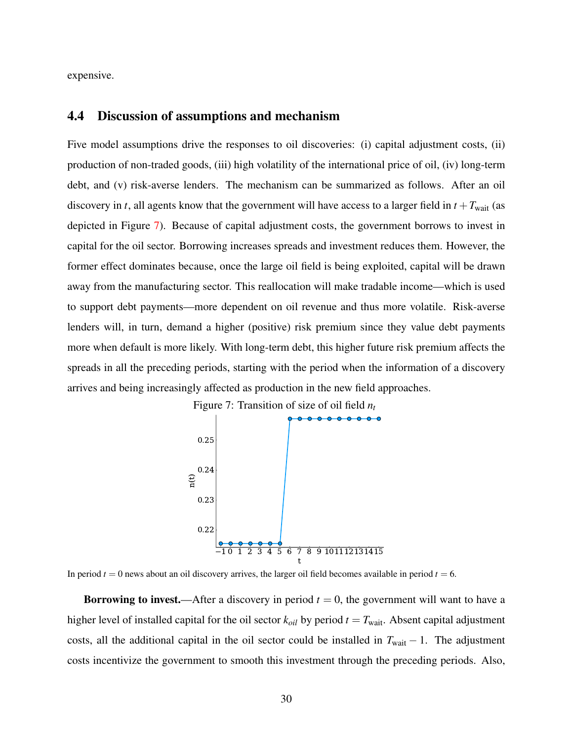expensive.

## 4.4 Discussion of assumptions and mechanism

Five model assumptions drive the responses to oil discoveries: (i) capital adjustment costs, (ii) production of non-traded goods, (iii) high volatility of the international price of oil, (iv) long-term debt, and (v) risk-averse lenders. The mechanism can be summarized as follows. After an oil discovery in $t$, all agents know that the government will have access to a larger field in $t + T_{\text{wait}}$ (as depicted in Figure 7). Because of capital adjustment costs, the government borrows to invest in capital for the oil sector. Borrowing increases spreads and investment reduces them. However, the former effect dominates because, once the large oil field is being exploited, capital will be drawn away from the manufacturing sector. This reallocation will make tradable income—which is used to support debt payments—more dependent on oil revenue and thus more volatile. Risk-averse lenders will, in turn, demand a higher (positive) risk premium since they value debt payments more when default is more likely. With long-term debt, this higher future risk premium affects the spreads in all the preceding periods, starting with the period when the information of a discovery arrives and being increasingly affected as production in the new field approaches.

Figure 7: Transition of size of oil field $n_t$

n(t)
0.25
0.24
0.23
0.22
−1 0 1 2 3 4 5 6 7 8 9 10 11 12 13 14 15
t

In period $t = 0$ news about an oil discovery arrives, the larger oil field becomes available in period $t = 6$.

**Borrowing to invest.**—After a discovery in period $t = 0$, the government will want to have a higher level of installed capital for the oil sector $k_{oil}$ by period $t = T_{\text{wait}}$. Absent capital adjustment costs, all the additional capital in the oil sector could be installed in $T_{\text{wait}} - 1$. The adjustment costs incentivize the government to smooth this investment through the preceding periods. Also,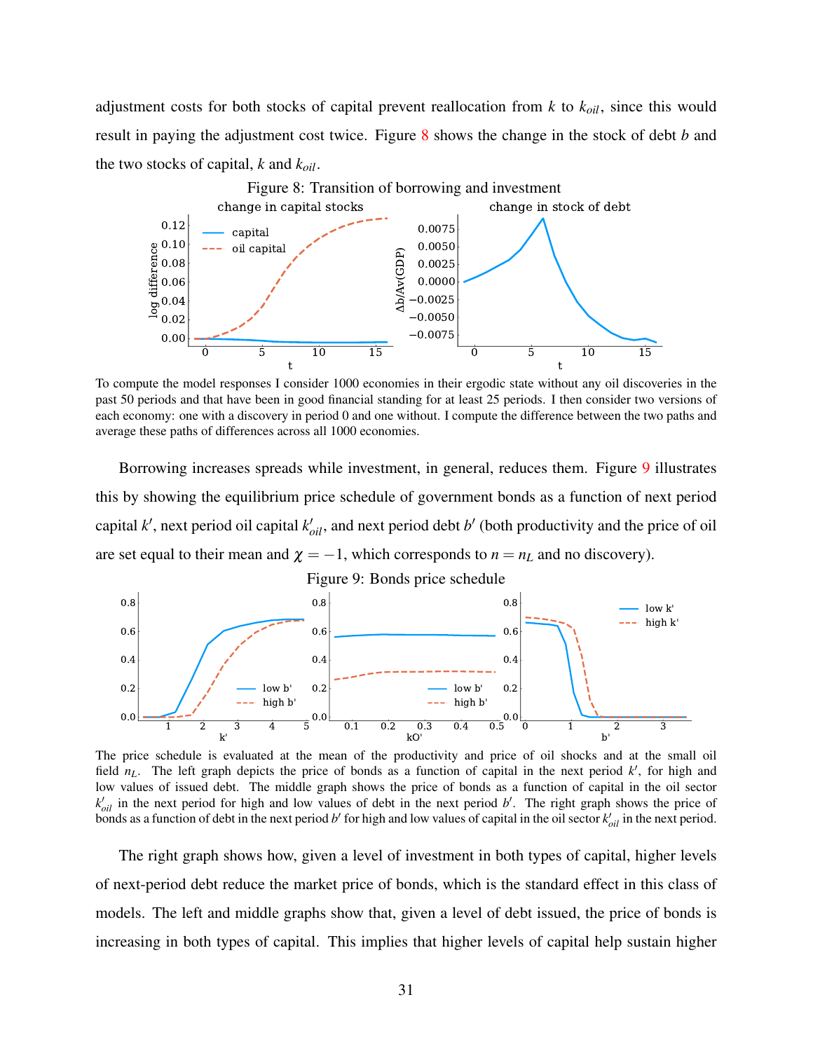adjustment costs for both stocks of capital prevent reallocation from $k$ to $k_{oil}$, since this would result in paying the adjustment cost twice. Figure 8 shows the change in the stock of debt $b$ and the two stocks of capital, $k$ and $k_{oil}$.

Figure 8: Transition of borrowing and investment

change in capital stocks

log difference

0.12
0.10
0.08
0.06
0.04
0.02
0.00

capital
oil capital

0 5 10 15
t

change in stock of debt

Δb/Av(GDP)

0.0075
0.0050
0.0025
0.0000
−0.0025
−0.0050
−0.0075

0 5 10 15
t

To compute the model responses I consider 1000 economies in their ergodic state without any oil discoveries in the past 50 periods and that have been in good financial standing for at least 25 periods. I then consider two versions of each economy: one with a discovery in period 0 and one without. I compute the difference between the two paths and average these paths of differences across all 1000 economies.

Borrowing increases spreads while investment, in general, reduces them. Figure 9 illustrates this by showing the equilibrium price schedule of government bonds as a function of next period capital $k'$, next period oil capital $k'_{oil}$, and next period debt $b'$ (both productivity and the price of oil are set equal to their mean and $\chi = -1$, which corresponds to $n = n_L$ and no discovery).

Figure 9: Bonds price schedule

0.8
0.6
0.4
0.2
0.0

low b'
high b'

1 2 3 4 5
k'

0.8
0.6
0.4
0.2
0.0

low b'
high b'

0.1 0.2 0.3 0.4 0.5
kO'

0.8
0.6
0.4
0.2
0.0

low k'
high k'

0 1 2 3
b'

The price schedule is evaluated at the mean of the productivity and price of oil shocks and at the small oil field $n_L$. The left graph depicts the price of bonds as a function of capital in the next period $k'$, for high and low values of issued debt. The middle graph shows the price of bonds as a function of capital in the oil sector $k'_{oil}$ in the next period for high and low values of debt in the next period $b'$. The right graph shows the price of bonds as a function of debt in the next period $b'$ for high and low values of capital in the oil sector $k'_{oil}$ in the next period.

The right graph shows how, given a level of investment in both types of capital, higher levels of next-period debt reduce the market price of bonds, which is the standard effect in this class of models. The left and middle graphs show that, given a level of debt issued, the price of bonds is increasing in both types of capital. This implies that higher levels of capital help sustain higher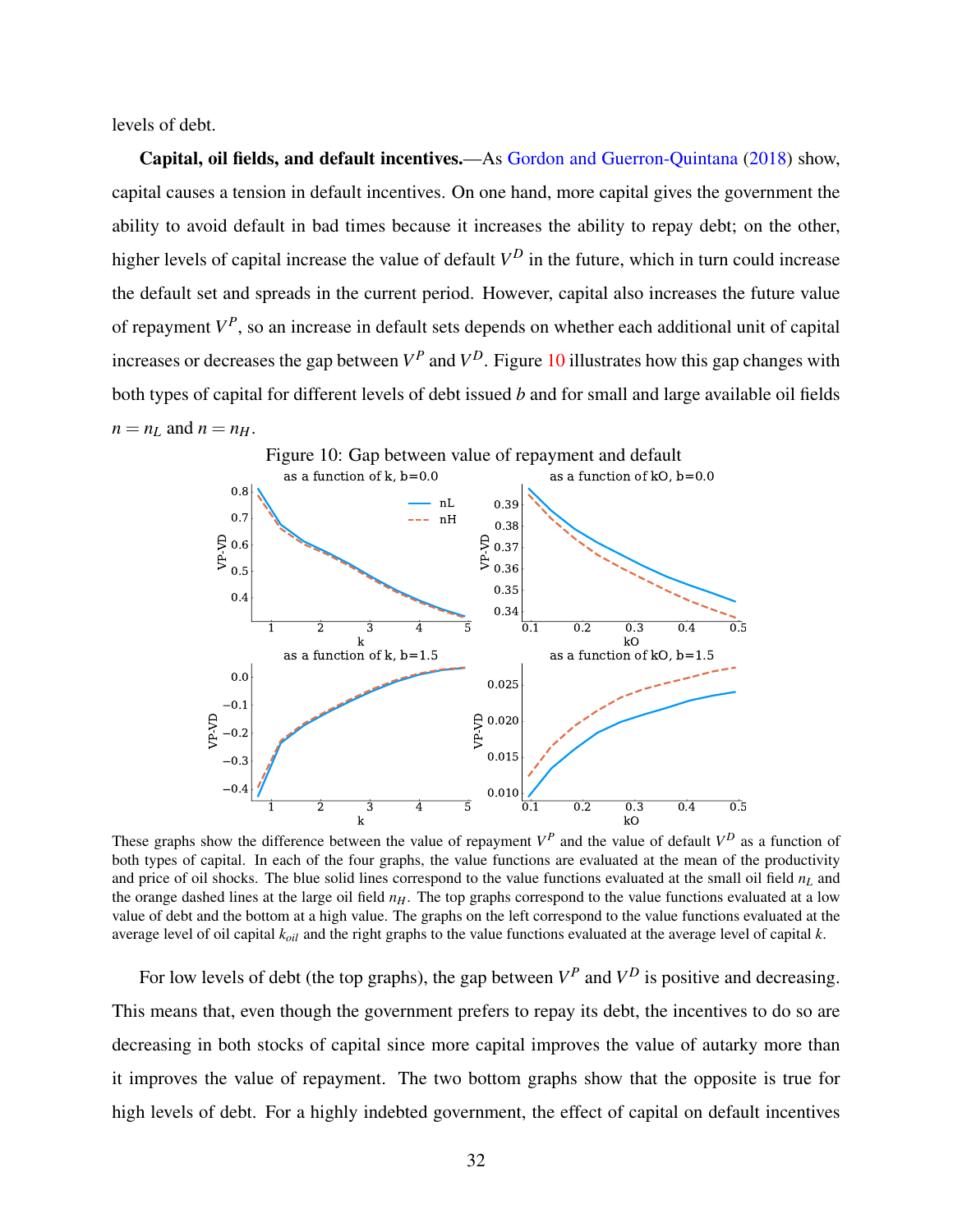levels of debt.

**Capital, oil fields, and default incentives.**—As Gordon and Guerron-Quintana (2018) show, capital causes a tension in default incentives. On one hand, more capital gives the government the ability to avoid default in bad times because it increases the ability to repay debt; on the other, higher levels of capital increase the value of default $V^D$ in the future, which in turn could increase the default set and spreads in the current period. However, capital also increases the future value of repayment $V^P$, so an increase in default sets depends on whether each additional unit of capital increases or decreases the gap between $V^P$ and $V^D$. Figure 10 illustrates how this gap changes with both types of capital for different levels of debt issued $b$ and for small and large available oil fields $n = n_L$ and $n = n_H$.

Figure 10: Gap between value of repayment and default

as a function of k, b=0.0

nL
nH

VP-VD

k

as a function of kO, b=0.0

VP-VD

kO

as a function of k, b=1.5

VP-VD

k

as a function of kO, b=1.5

VP-VD

kO

These graphs show the difference between the value of repayment $V^P$ and the value of default $V^D$ as a function of both types of capital. In each of the four graphs, the value functions are evaluated at the mean of the productivity and price of oil shocks. The blue solid lines correspond to the value functions evaluated at the small oil field $n_L$ and the orange dashed lines at the large oil field $n_H$. The top graphs correspond to the value functions evaluated at a low value of debt and the bottom at a high value. The graphs on the left correspond to the value functions evaluated at the average level of oil capital $k_{oil}$ and the right graphs to the value functions evaluated at the average level of capital $k$.

For low levels of debt (the top graphs), the gap between $V^P$ and $V^D$ is positive and decreasing. This means that, even though the government prefers to repay its debt, the incentives to do so are decreasing in both stocks of capital since more capital improves the value of autarky more than it improves the value of repayment. The two bottom graphs show that the opposite is true for high levels of debt. For a highly indebted government, the effect of capital on default incentives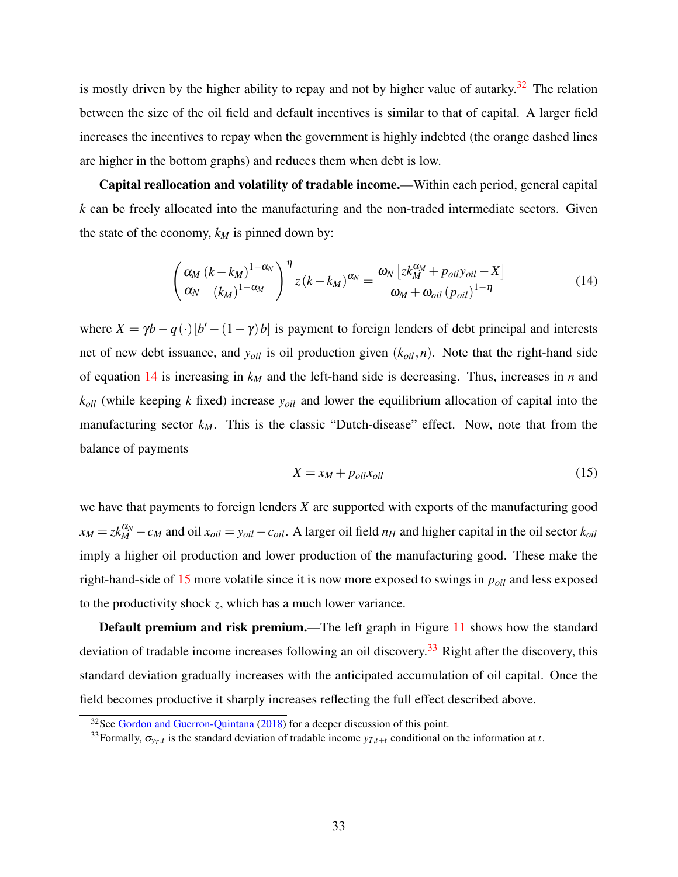is mostly driven by the higher ability to repay and not by higher value of autarky.[32] The relation between the size of the oil field and default incentives is similar to that of capital. A larger field increases the incentives to repay when the government is highly indebted (the orange dashed lines are higher in the bottom graphs) and reduces them when debt is low.

**Capital reallocation and volatility of tradable income.**—Within each period, general capital $k$ can be freely allocated into the manufacturing and the non-traded intermediate sectors. Given the state of the economy, $k_M$ is pinned down by:

$$\left(\frac{\alpha_M}{\alpha_N}\frac{(k-k_M)^{1-\alpha_N}}{(k_M)^{1-\alpha_M}}\right)^{\eta} z\,(k-k_M)^{\alpha_N} = \frac{\omega_N\left[zk_M^{\alpha_M}+p_{oil}y_{oil}-X\right]}{\omega_M+\omega_{oil}\left(p_{oil}\right)^{1-\eta}} \tag{14}$$

where $X=\gamma b-q\left(\cdot\right)\left[b'-\left(1-\gamma\right)b\right]$ is payment to foreign lenders of debt principal and interests net of new debt issuance, and $y_{oil}$ is oil production given $(k_{oil},n)$. Note that the right-hand side of equation 14 is increasing in $k_M$ and the left-hand side is decreasing. Thus, increases in $n$ and $k_{oil}$ (while keeping $k$ fixed) increase $y_{oil}$ and lower the equilibrium allocation of capital into the manufacturing sector $k_M$. This is the classic "Dutch-disease" effect. Now, note that from the balance of payments

$$X = x_M + p_{oil}x_{oil} \tag{15}$$

we have that payments to foreign lenders $X$ are supported with exports of the manufacturing good $x_M = zk_M^{\alpha_N} - c_M$ and oil $x_{oil} = y_{oil} - c_{oil}$. A larger oil field $n_H$ and higher capital in the oil sector $k_{oil}$ imply a higher oil production and lower production of the manufacturing good. These make the right-hand-side of 15 more volatile since it is now more exposed to swings in $p_{oil}$ and less exposed to the productivity shock $z$, which has a much lower variance.

**Default premium and risk premium.**—The left graph in Figure 11 shows how the standard deviation of tradable income increases following an oil discovery.[33] Right after the discovery, this standard deviation gradually increases with the anticipated accumulation of oil capital. Once the field becomes productive it sharply increases reflecting the full effect described above.

[32] See Gordon and Guerron-Quintana (2018) for a deeper discussion of this point.

[33] Formally, $\sigma_{y_T,t}$ is the standard deviation of tradable income $y_{T,t+t}$ conditional on the information at $t$.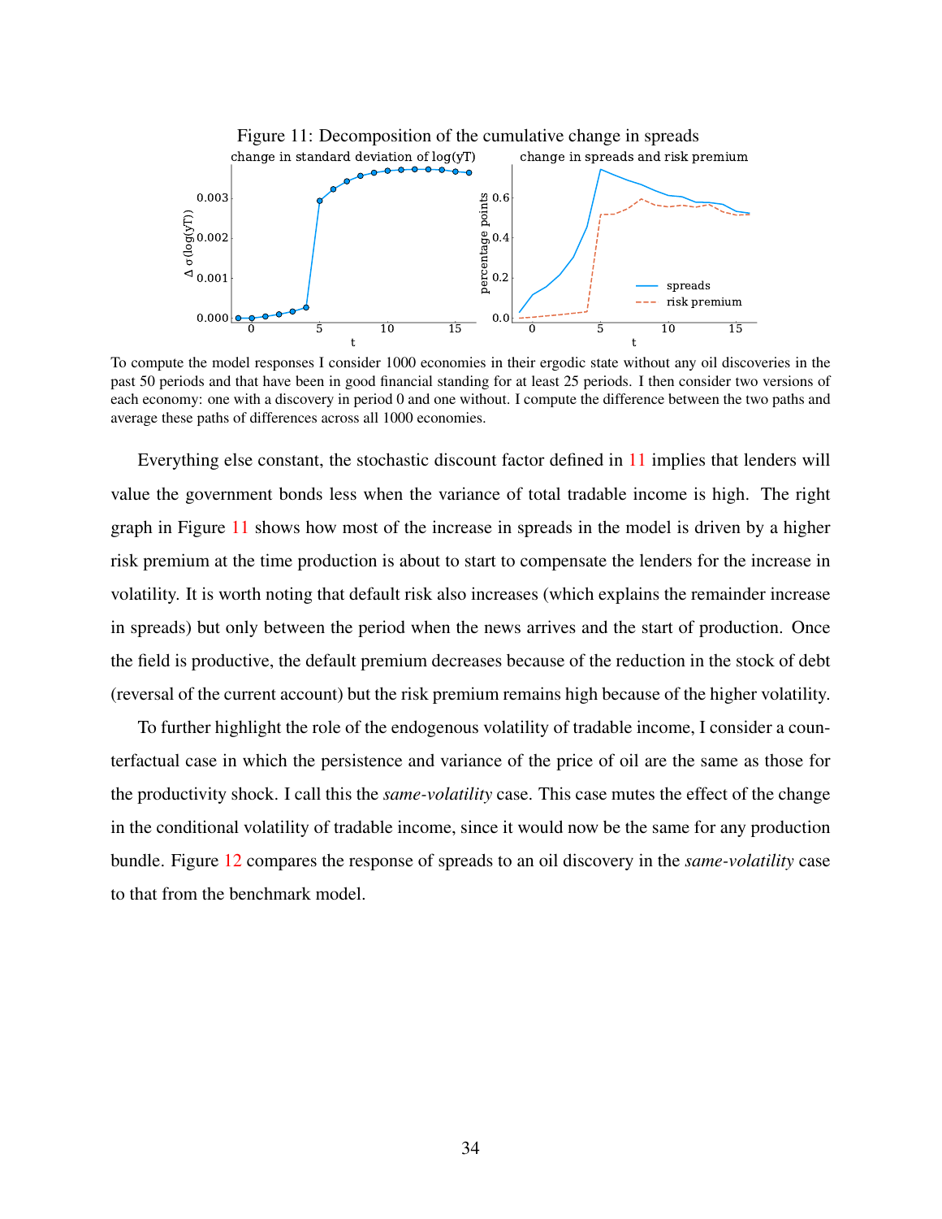Figure 11: Decomposition of the cumulative change in spreads

change in standard deviation of log(yT)

Δ σ(log(yT))

0.000
0.001
0.002
0.003

0
5
10
15

t

change in spreads and risk premium

percentage points

0.0
0.2
0.4
0.6

0
5
10
15

t

spreads
risk premium

To compute the model responses I consider 1000 economies in their ergodic state without any oil discoveries in the past 50 periods and that have been in good financial standing for at least 25 periods. I then consider two versions of each economy: one with a discovery in period 0 and one without. I compute the difference between the two paths and average these paths of differences across all 1000 economies.

Everything else constant, the stochastic discount factor defined in 11 implies that lenders will value the government bonds less when the variance of total tradable income is high. The right graph in Figure 11 shows how most of the increase in spreads in the model is driven by a higher risk premium at the time production is about to start to compensate the lenders for the increase in volatility. It is worth noting that default risk also increases (which explains the remainder increase in spreads) but only between the period when the news arrives and the start of production. Once the field is productive, the default premium decreases because of the reduction in the stock of debt (reversal of the current account) but the risk premium remains high because of the higher volatility.

To further highlight the role of the endogenous volatility of tradable income, I consider a counterfactual case in which the persistence and variance of the price of oil are the same as those for the productivity shock. I call this the *same-volatility* case. This case mutes the effect of the change in the conditional volatility of tradable income, since it would now be the same for any production bundle. Figure 12 compares the response of spreads to an oil discovery in the *same-volatility* case to that from the benchmark model.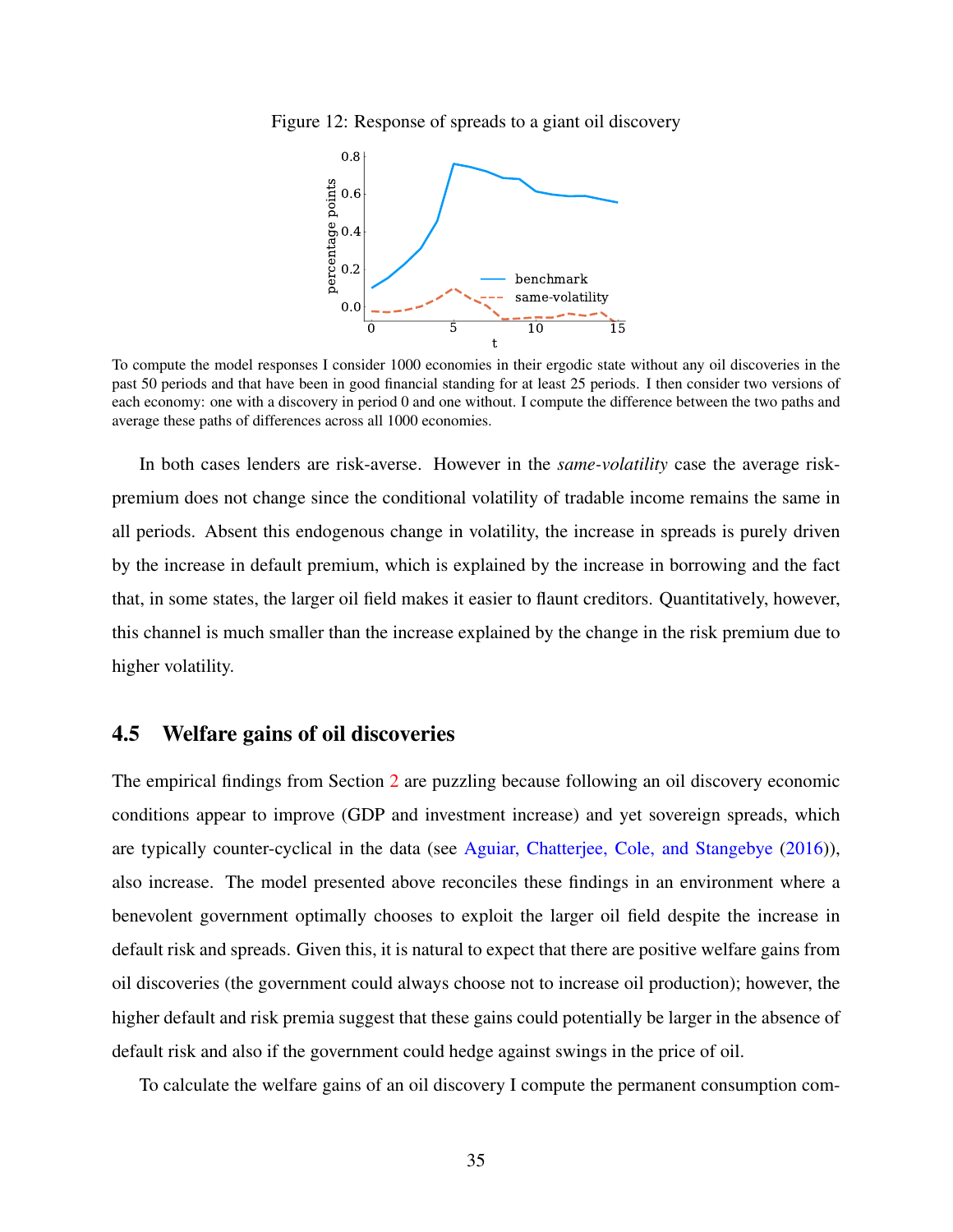Figure 12: Response of spreads to a giant oil discovery

percentage points
0.8
0.6
0.4
0.2
0.0
0
5
10
15
t
benchmark
same-volatility

To compute the model responses I consider 1000 economies in their ergodic state without any oil discoveries in the past 50 periods and that have been in good financial standing for at least 25 periods. I then consider two versions of each economy: one with a discovery in period 0 and one without. I compute the difference between the two paths and average these paths of differences across all 1000 economies.

In both cases lenders are risk-averse. However in the *same-volatility* case the average risk-premium does not change since the conditional volatility of tradable income remains the same in all periods. Absent this endogenous change in volatility, the increase in spreads is purely driven by the increase in default premium, which is explained by the increase in borrowing and the fact that, in some states, the larger oil field makes it easier to flaunt creditors. Quantitatively, however, this channel is much smaller than the increase explained by the change in the risk premium due to higher volatility.

## 4.5 Welfare gains of oil discoveries

The empirical findings from Section 2 are puzzling because following an oil discovery economic conditions appear to improve (GDP and investment increase) and yet sovereign spreads, which are typically counter-cyclical in the data (see Aguiar, Chatterjee, Cole, and Stangebye (2016)), also increase. The model presented above reconciles these findings in an environment where a benevolent government optimally chooses to exploit the larger oil field despite the increase in default risk and spreads. Given this, it is natural to expect that there are positive welfare gains from oil discoveries (the government could always choose not to increase oil production); however, the higher default and risk premia suggest that these gains could potentially be larger in the absence of default risk and also if the government could hedge against swings in the price of oil.

To calculate the welfare gains of an oil discovery I compute the permanent consumption com-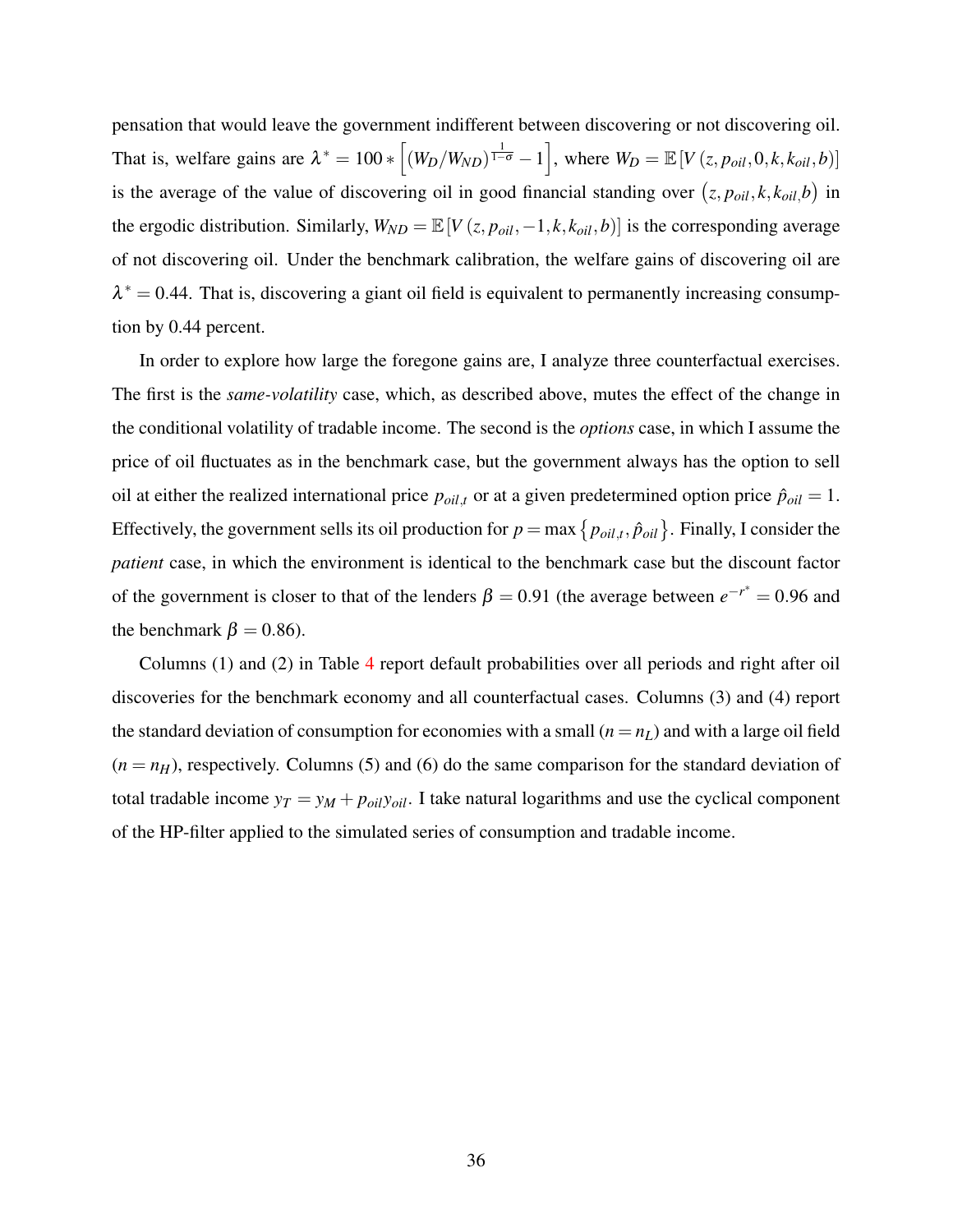pensation that would leave the government indifferent between discovering or not discovering oil. That is, welfare gains are $\lambda^* = 100 * \left[ (W_D / W_{ND})^{\frac{1}{1-\sigma}} - 1 \right]$, where $W_D = \mathbb{E}\left[V\left(z, p_{oil}, 0, k, k_{oil}, b\right)\right]$ is the average of the value of discovering oil in good financial standing over $\left(z, p_{oil}, k, k_{oil}, b\right)$ in the ergodic distribution. Similarly, $W_{ND} = \mathbb{E}\left[V\left(z, p_{oil}, -1, k, k_{oil}, b\right)\right]$ is the corresponding average of not discovering oil. Under the benchmark calibration, the welfare gains of discovering oil are $\lambda^* = 0.44$. That is, discovering a giant oil field is equivalent to permanently increasing consumption by 0.44 percent.

In order to explore how large the foregone gains are, I analyze three counterfactual exercises. The first is the *same-volatility* case, which, as described above, mutes the effect of the change in the conditional volatility of tradable income. The second is the *options* case, in which I assume the price of oil fluctuates as in the benchmark case, but the government always has the option to sell oil at either the realized international price $p_{oil,t}$ or at a given predetermined option price $\hat{p}_{oil} = 1$. Effectively, the government sells its oil production for $p = \max\left\{p_{oil,t}, \hat{p}_{oil}\right\}$. Finally, I consider the *patient* case, in which the environment is identical to the benchmark case but the discount factor of the government is closer to that of the lenders $\beta = 0.91$ (the average between $e^{-r^*} = 0.96$ and the benchmark $\beta = 0.86$).

Columns (1) and (2) in Table 4 report default probabilities over all periods and right after oil discoveries for the benchmark economy and all counterfactual cases. Columns (3) and (4) report the standard deviation of consumption for economies with a small ($n = n_L$) and with a large oil field ($n = n_H$), respectively. Columns (5) and (6) do the same comparison for the standard deviation of total tradable income $y_T = y_M + p_{oil} y_{oil}$. I take natural logarithms and use the cyclical component of the HP-filter applied to the simulated series of consumption and tradable income.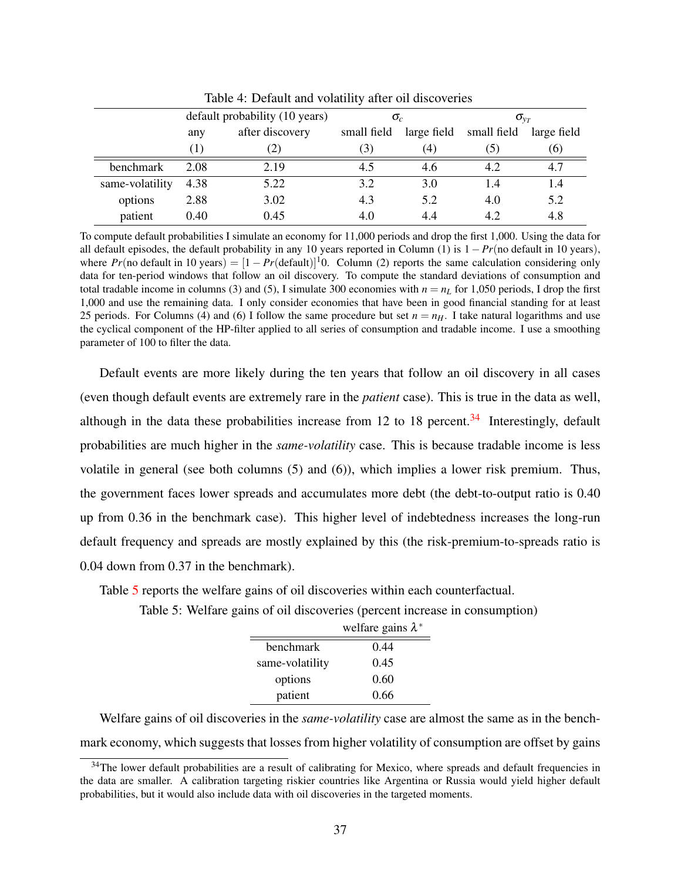Table 4: Default and volatility after oil discoveries

| | default probability (10 years) | | $\sigma_c$ | | $\sigma_{y_T}$ | |
|---|---|---|---|---|---|---|
| | any | after discovery | small field | large field | small field | large field |
| | (1) | (2) | (3) | (4) | (5) | (6) |
| benchmark | 2.08 | 2.19 | 4.5 | 4.6 | 4.2 | 4.7 |
| same-volatility | 4.38 | 5.22 | 3.2 | 3.0 | 1.4 | 1.4 |
| options | 2.88 | 3.02 | 4.3 | 5.2 | 4.0 | 5.2 |
| patient | 0.40 | 0.45 | 4.0 | 4.4 | 4.2 | 4.8 |

To compute default probabilities I simulate an economy for 11,000 periods and drop the first 1,000. Using the data for all default episodes, the default probability in any 10 years reported in Column (1) is $1 - Pr(\text{no default in 10 years})$, where $Pr(\text{no default in 10 years}) = [1 - Pr(\text{default})]^10$. Column (2) reports the same calculation considering only data for ten-period windows that follow an oil discovery. To compute the standard deviations of consumption and total tradable income in columns (3) and (5), I simulate 300 economies with $n = n_L$ for 1,050 periods, I drop the first 1,000 and use the remaining data. I only consider economies that have been in good financial standing for at least 25 periods. For Columns (4) and (6) I follow the same procedure but set $n = n_H$. I take natural logarithms and use the cyclical component of the HP-filter applied to all series of consumption and tradable income. I use a smoothing parameter of 100 to filter the data.

Default events are more likely during the ten years that follow an oil discovery in all cases (even though default events are extremely rare in the *patient* case). This is true in the data as well, although in the data these probabilities increase from 12 to 18 percent.[34] Interestingly, default probabilities are much higher in the *same-volatility* case. This is because tradable income is less volatile in general (see both columns (5) and (6)), which implies a lower risk premium. Thus, the government faces lower spreads and accumulates more debt (the debt-to-output ratio is 0.40 up from 0.36 in the benchmark case). This higher level of indebtedness increases the long-run default frequency and spreads are mostly explained by this (the risk-premium-to-spreads ratio is 0.04 down from 0.37 in the benchmark).

Table 5 reports the welfare gains of oil discoveries within each counterfactual.

Table 5: Welfare gains of oil discoveries (percent increase in consumption)

| | welfare gains $\lambda^*$ |
|---|---|
| benchmark | 0.44 |
| same-volatility | 0.45 |
| options | 0.60 |
| patient | 0.66 |

Welfare gains of oil discoveries in the *same-volatility* case are almost the same as in the benchmark economy, which suggests that losses from higher volatility of consumption are offset by gains

[34] The lower default probabilities are a result of calibrating for Mexico, where spreads and default frequencies in the data are smaller. A calibration targeting riskier countries like Argentina or Russia would yield higher default probabilities, but it would also include data with oil discoveries in the targeted moments.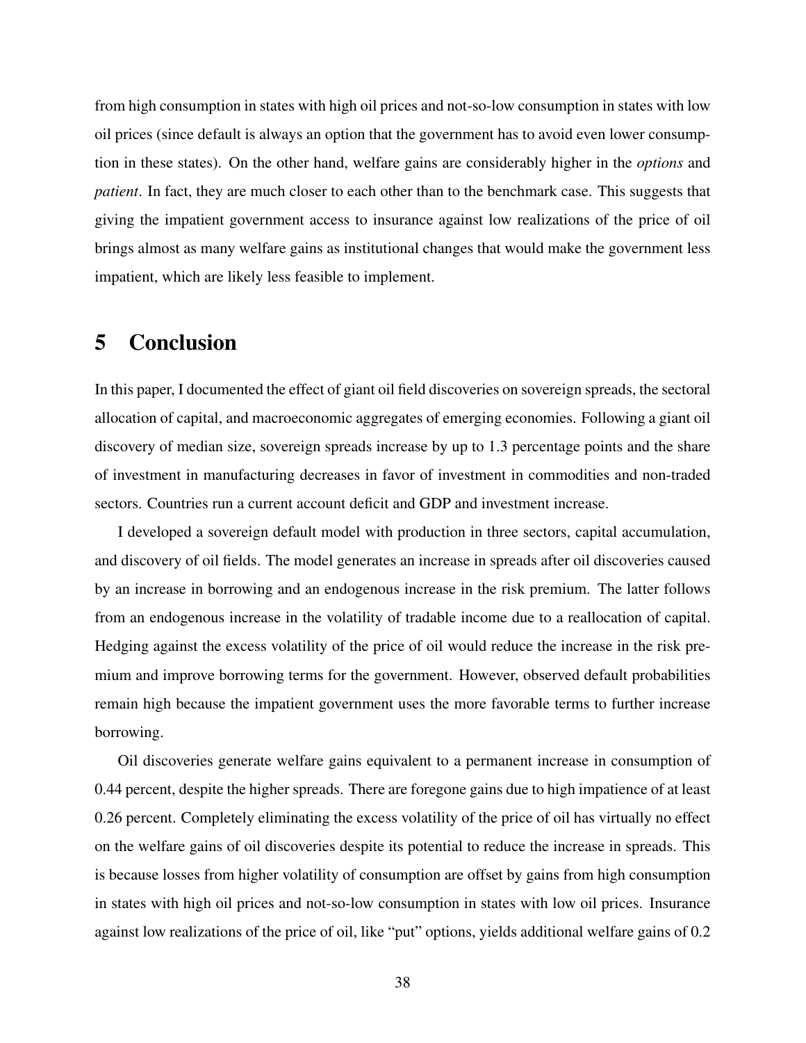from high consumption in states with high oil prices and not-so-low consumption in states with low oil prices (since default is always an option that the government has to avoid even lower consumption in these states). On the other hand, welfare gains are considerably higher in the *options* and *patient*. In fact, they are much closer to each other than to the benchmark case. This suggests that giving the impatient government access to insurance against low realizations of the price of oil brings almost as many welfare gains as institutional changes that would make the government less impatient, which are likely less feasible to implement.

# 5 Conclusion

In this paper, I documented the effect of giant oil field discoveries on sovereign spreads, the sectoral allocation of capital, and macroeconomic aggregates of emerging economies. Following a giant oil discovery of median size, sovereign spreads increase by up to 1.3 percentage points and the share of investment in manufacturing decreases in favor of investment in commodities and non-traded sectors. Countries run a current account deficit and GDP and investment increase.

I developed a sovereign default model with production in three sectors, capital accumulation, and discovery of oil fields. The model generates an increase in spreads after oil discoveries caused by an increase in borrowing and an endogenous increase in the risk premium. The latter follows from an endogenous increase in the volatility of tradable income due to a reallocation of capital. Hedging against the excess volatility of the price of oil would reduce the increase in the risk premium and improve borrowing terms for the government. However, observed default probabilities remain high because the impatient government uses the more favorable terms to further increase borrowing.

Oil discoveries generate welfare gains equivalent to a permanent increase in consumption of 0.44 percent, despite the higher spreads. There are foregone gains due to high impatience of at least 0.26 percent. Completely eliminating the excess volatility of the price of oil has virtually no effect on the welfare gains of oil discoveries despite its potential to reduce the increase in spreads. This is because losses from higher volatility of consumption are offset by gains from high consumption in states with high oil prices and not-so-low consumption in states with low oil prices. Insurance against low realizations of the price of oil, like "put" options, yields additional welfare gains of 0.2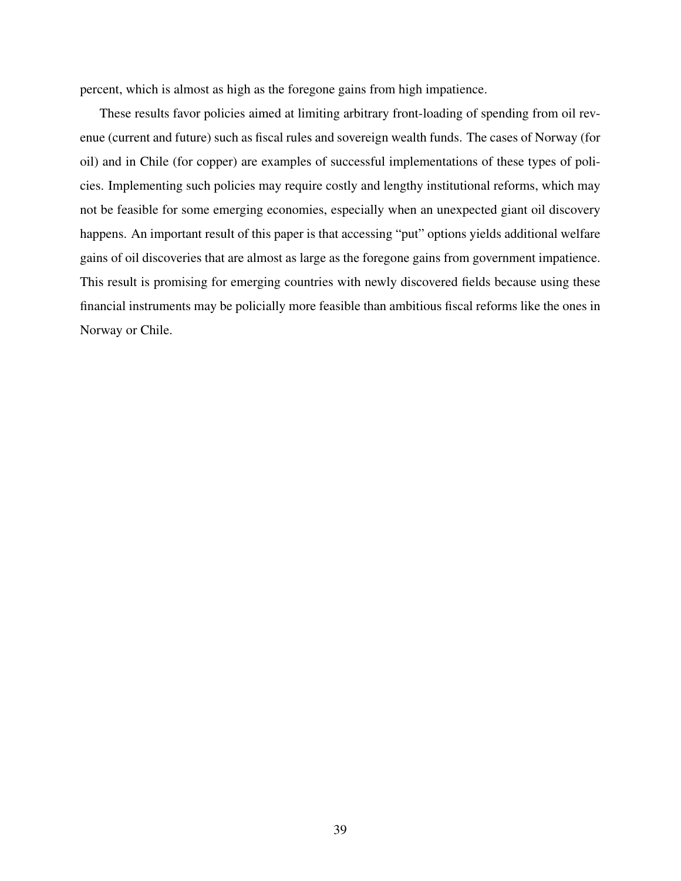percent, which is almost as high as the foregone gains from high impatience.

These results favor policies aimed at limiting arbitrary front-loading of spending from oil revenue (current and future) such as fiscal rules and sovereign wealth funds. The cases of Norway (for oil) and in Chile (for copper) are examples of successful implementations of these types of policies. Implementing such policies may require costly and lengthy institutional reforms, which may not be feasible for some emerging economies, especially when an unexpected giant oil discovery happens. An important result of this paper is that accessing "put" options yields additional welfare gains of oil discoveries that are almost as large as the foregone gains from government impatience. This result is promising for emerging countries with newly discovered fields because using these financial instruments may be policially more feasible than ambitious fiscal reforms like the ones in Norway or Chile.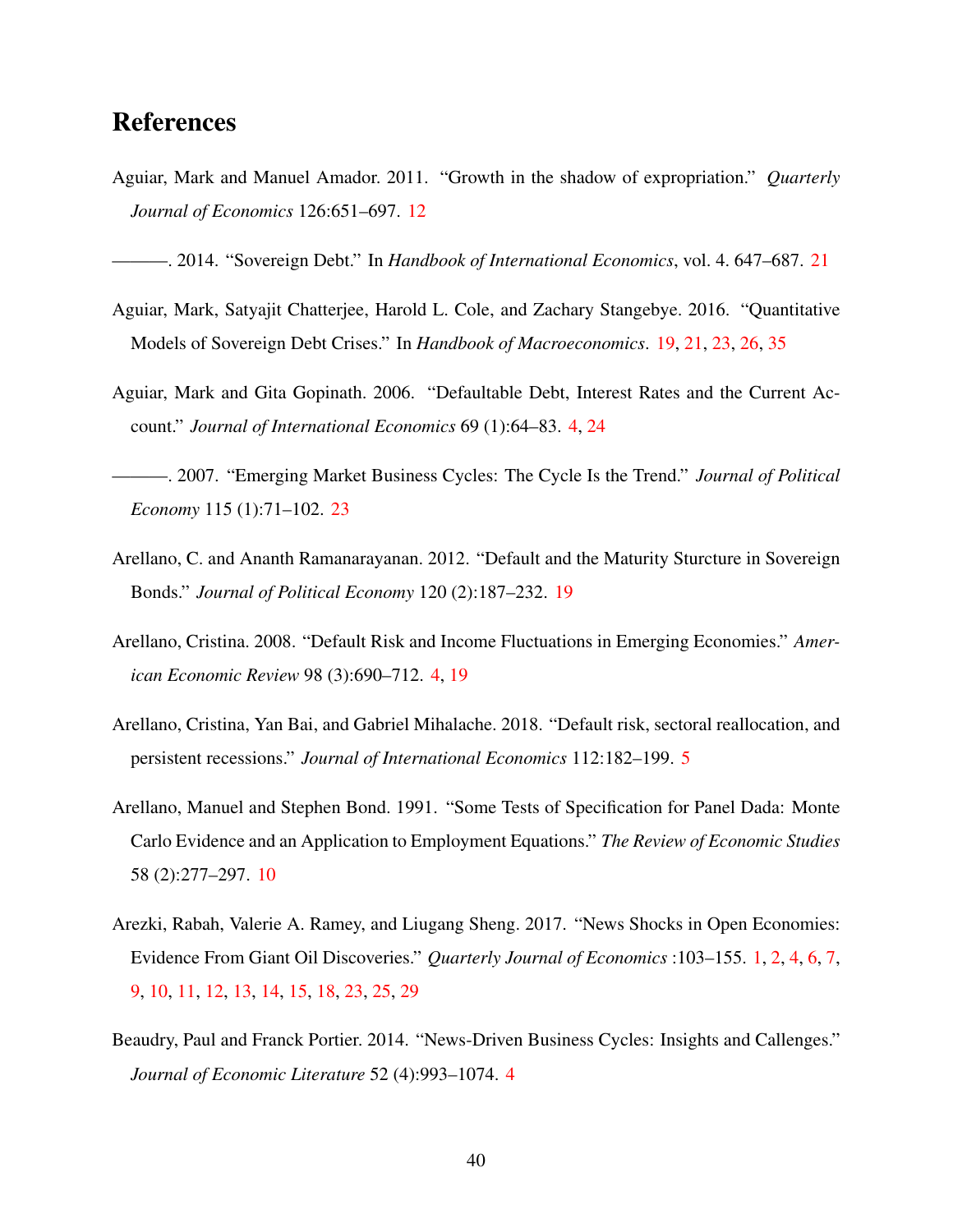# References

Aguiar, Mark and Manuel Amador. 2011. "Growth in the shadow of expropriation." *Quarterly Journal of Economics* 126:651–697. 12

———. 2014. "Sovereign Debt." In *Handbook of International Economics*, vol. 4. 647–687. 21

Aguiar, Mark, Satyajit Chatterjee, Harold L. Cole, and Zachary Stangebye. 2016. "Quantitative Models of Sovereign Debt Crises." In *Handbook of Macroeconomics*. 19, 21, 23, 26, 35

Aguiar, Mark and Gita Gopinath. 2006. "Defaultable Debt, Interest Rates and the Current Account." *Journal of International Economics* 69 (1):64–83. 4, 24

———. 2007. "Emerging Market Business Cycles: The Cycle Is the Trend." *Journal of Political Economy* 115 (1):71–102. 23

Arellano, C. and Ananth Ramanarayanan. 2012. "Default and the Maturity Sturcture in Sovereign Bonds." *Journal of Political Economy* 120 (2):187–232. 19

Arellano, Cristina. 2008. "Default Risk and Income Fluctuations in Emerging Economies." *American Economic Review* 98 (3):690–712. 4, 19

Arellano, Cristina, Yan Bai, and Gabriel Mihalache. 2018. "Default risk, sectoral reallocation, and persistent recessions." *Journal of International Economics* 112:182–199. 5

Arellano, Manuel and Stephen Bond. 1991. "Some Tests of Specification for Panel Dada: Monte Carlo Evidence and an Application to Employment Equations." *The Review of Economic Studies* 58 (2):277–297. 10

Arezki, Rabah, Valerie A. Ramey, and Liugang Sheng. 2017. "News Shocks in Open Economies: Evidence From Giant Oil Discoveries." *Quarterly Journal of Economics* :103–155. 1, 2, 4, 6, 7, 9, 10, 11, 12, 13, 14, 15, 18, 23, 25, 29

Beaudry, Paul and Franck Portier. 2014. "News-Driven Business Cycles: Insights and Callenges." *Journal of Economic Literature* 52 (4):993–1074. 4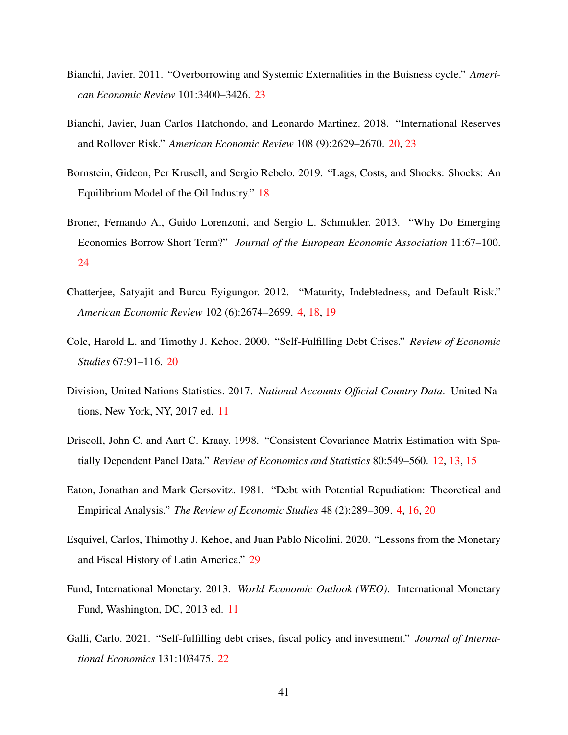Bianchi, Javier. 2011. "Overborrowing and Systemic Externalities in the Buisness cycle." *American Economic Review* 101:3400–3426. 23

Bianchi, Javier, Juan Carlos Hatchondo, and Leonardo Martinez. 2018. "International Reserves and Rollover Risk." *American Economic Review* 108 (9):2629–2670. 20, 23

Bornstein, Gideon, Per Krusell, and Sergio Rebelo. 2019. "Lags, Costs, and Shocks: Shocks: An Equilibrium Model of the Oil Industry." 18

Broner, Fernando A., Guido Lorenzoni, and Sergio L. Schmukler. 2013. "Why Do Emerging Economies Borrow Short Term?" *Journal of the European Economic Association* 11:67–100. 24

Chatterjee, Satyajit and Burcu Eyigungor. 2012. "Maturity, Indebtedness, and Default Risk." *American Economic Review* 102 (6):2674–2699. 4, 18, 19

Cole, Harold L. and Timothy J. Kehoe. 2000. "Self-Fulfilling Debt Crises." *Review of Economic Studies* 67:91–116. 20

Division, United Nations Statistics. 2017. *National Accounts Official Country Data*. United Nations, New York, NY, 2017 ed. 11

Driscoll, John C. and Aart C. Kraay. 1998. "Consistent Covariance Matrix Estimation with Spatially Dependent Panel Data." *Review of Economics and Statistics* 80:549–560. 12, 13, 15

Eaton, Jonathan and Mark Gersovitz. 1981. "Debt with Potential Repudiation: Theoretical and Empirical Analysis." *The Review of Economic Studies* 48 (2):289–309. 4, 16, 20

Esquivel, Carlos, Thimothy J. Kehoe, and Juan Pablo Nicolini. 2020. "Lessons from the Monetary and Fiscal History of Latin America." 29

Fund, International Monetary. 2013. *World Economic Outlook (WEO)*. International Monetary Fund, Washington, DC, 2013 ed. 11

Galli, Carlo. 2021. "Self-fulfilling debt crises, fiscal policy and investment." *Journal of International Economics* 131:103475. 22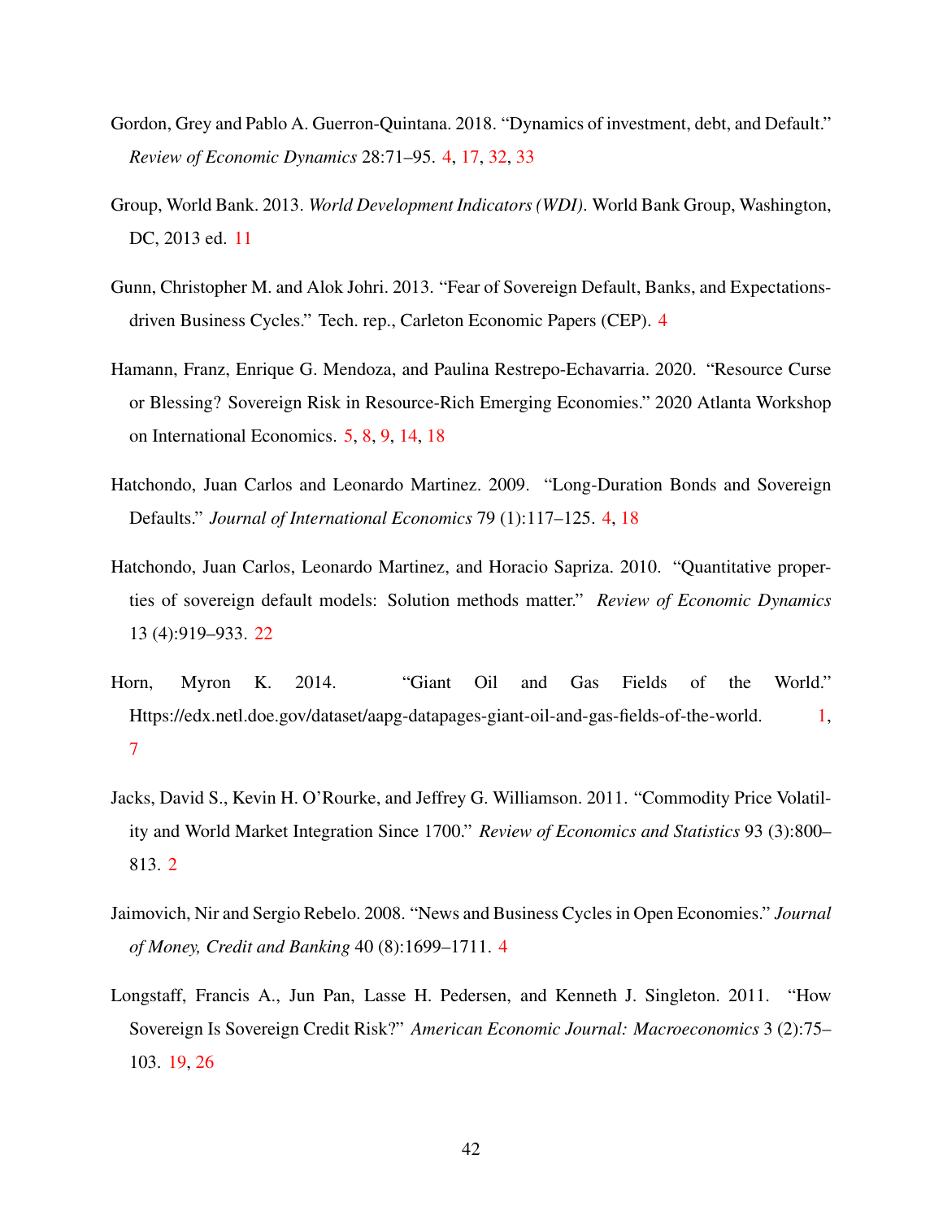Gordon, Grey and Pablo A. Guerron-Quintana. 2018. "Dynamics of investment, debt, and Default." *Review of Economic Dynamics* 28:71–95. 4, 17, 32, 33

Group, World Bank. 2013. *World Development Indicators (WDI)*. World Bank Group, Washington, DC, 2013 ed. 11

Gunn, Christopher M. and Alok Johri. 2013. "Fear of Sovereign Default, Banks, and Expectations-driven Business Cycles." Tech. rep., Carleton Economic Papers (CEP). 4

Hamann, Franz, Enrique G. Mendoza, and Paulina Restrepo-Echavarria. 2020. "Resource Curse or Blessing? Sovereign Risk in Resource-Rich Emerging Economies." 2020 Atlanta Workshop on International Economics. 5, 8, 9, 14, 18

Hatchondo, Juan Carlos and Leonardo Martinez. 2009. "Long-Duration Bonds and Sovereign Defaults." *Journal of International Economics* 79 (1):117–125. 4, 18

Hatchondo, Juan Carlos, Leonardo Martinez, and Horacio Sapriza. 2010. "Quantitative properties of sovereign default models: Solution methods matter." *Review of Economic Dynamics* 13 (4):919–933. 22

Horn, Myron K. 2014. "Giant Oil and Gas Fields of the World." Https://edx.netl.doe.gov/dataset/aapg-datapages-giant-oil-and-gas-fields-of-the-world. 1, 7

Jacks, David S., Kevin H. O'Rourke, and Jeffrey G. Williamson. 2011. "Commodity Price Volatility and World Market Integration Since 1700." *Review of Economics and Statistics* 93 (3):800–813. 2

Jaimovich, Nir and Sergio Rebelo. 2008. "News and Business Cycles in Open Economies." *Journal of Money, Credit and Banking* 40 (8):1699–1711. 4

Longstaff, Francis A., Jun Pan, Lasse H. Pedersen, and Kenneth J. Singleton. 2011. "How Sovereign Is Sovereign Credit Risk?" *American Economic Journal: Macroeconomics* 3 (2):75–103. 19, 26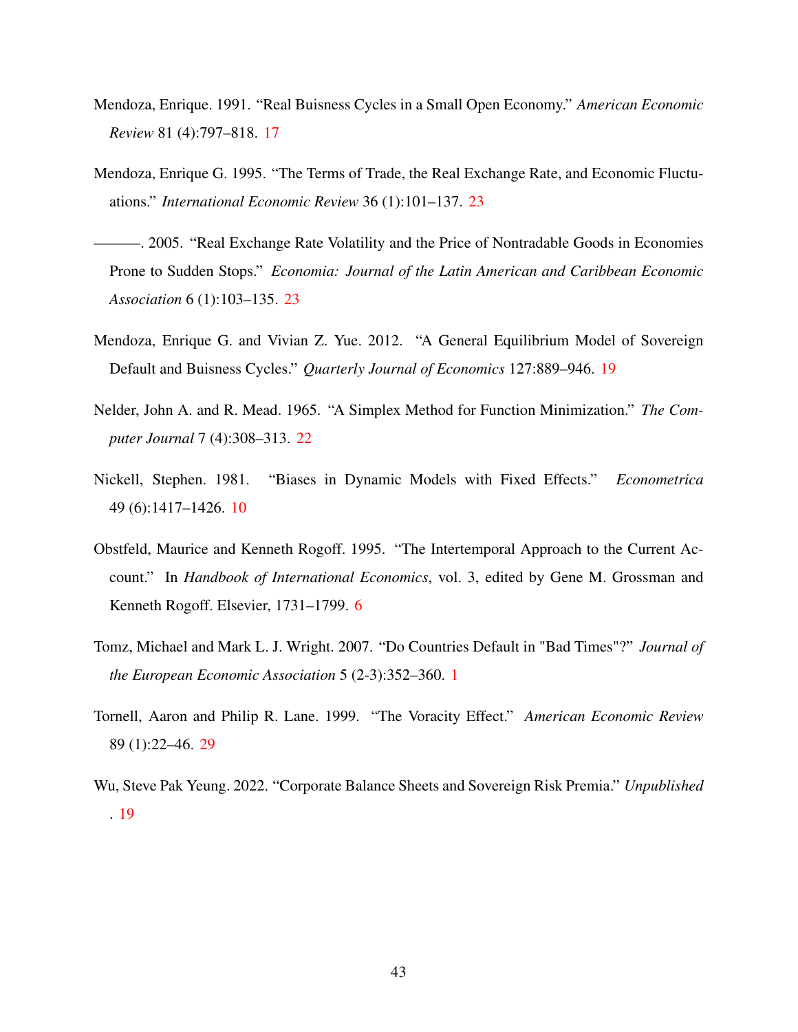Mendoza, Enrique. 1991. "Real Buisness Cycles in a Small Open Economy." *American Economic Review* 81 (4):797–818. 17

Mendoza, Enrique G. 1995. "The Terms of Trade, the Real Exchange Rate, and Economic Fluctuations." *International Economic Review* 36 (1):101–137. 23

———. 2005. "Real Exchange Rate Volatility and the Price of Nontradable Goods in Economies Prone to Sudden Stops." *Economia: Journal of the Latin American and Caribbean Economic Association* 6 (1):103–135. 23

Mendoza, Enrique G. and Vivian Z. Yue. 2012. "A General Equilibrium Model of Sovereign Default and Buisness Cycles." *Quarterly Journal of Economics* 127:889–946. 19

Nelder, John A. and R. Mead. 1965. "A Simplex Method for Function Minimization." *The Computer Journal* 7 (4):308–313. 22

Nickell, Stephen. 1981. "Biases in Dynamic Models with Fixed Effects." *Econometrica* 49 (6):1417–1426. 10

Obstfeld, Maurice and Kenneth Rogoff. 1995. "The Intertemporal Approach to the Current Account." In *Handbook of International Economics*, vol. 3, edited by Gene M. Grossman and Kenneth Rogoff. Elsevier, 1731–1799. 6

Tomz, Michael and Mark L. J. Wright. 2007. "Do Countries Default in "Bad Times"?" *Journal of the European Economic Association* 5 (2-3):352–360. 1

Tornell, Aaron and Philip R. Lane. 1999. "The Voracity Effect." *American Economic Review* 89 (1):22–46. 29

Wu, Steve Pak Yeung. 2022. "Corporate Balance Sheets and Sovereign Risk Premia." *Unpublished* . 19